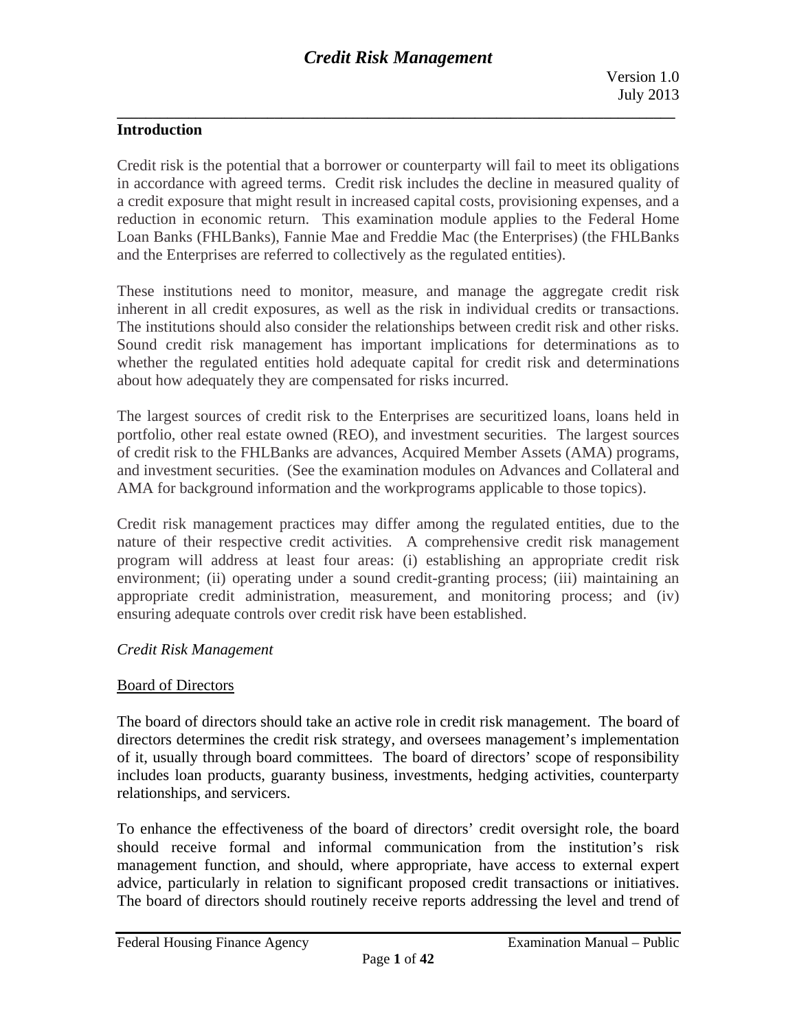# Credit Risk Management

Version 1.0
July 2013

## Introduction

Credit risk is the potential that a borrower or counterparty will fail to meet its obligations in accordance with agreed terms. Credit risk includes the decline in measured quality of a credit exposure that might result in increased capital costs, provisioning expenses, and a reduction in economic return. This examination module applies to the Federal Home Loan Banks (FHLBanks), Fannie Mae and Freddie Mac (the Enterprises) (the FHLBanks and the Enterprises are referred to collectively as the regulated entities).

These institutions need to monitor, measure, and manage the aggregate credit risk inherent in all credit exposures, as well as the risk in individual credits or transactions. The institutions should also consider the relationships between credit risk and other risks. Sound credit risk management has important implications for determinations as to whether the regulated entities hold adequate capital for credit risk and determinations about how adequately they are compensated for risks incurred.

The largest sources of credit risk to the Enterprises are securitized loans, loans held in portfolio, other real estate owned (REO), and investment securities. The largest sources of credit risk to the FHLBanks are advances, Acquired Member Assets (AMA) programs, and investment securities. (See the examination modules on Advances and Collateral and AMA for background information and the workprograms applicable to those topics).

Credit risk management practices may differ among the regulated entities, due to the nature of their respective credit activities. A comprehensive credit risk management program will address at least four areas: (i) establishing an appropriate credit risk environment; (ii) operating under a sound credit-granting process; (iii) maintaining an appropriate credit administration, measurement, and monitoring process; and (iv) ensuring adequate controls over credit risk have been established.

### *Credit Risk Management*

#### <u>Board of Directors</u>

The board of directors should take an active role in credit risk management. The board of directors determines the credit risk strategy, and oversees management's implementation of it, usually through board committees. The board of directors' scope of responsibility includes loan products, guaranty business, investments, hedging activities, counterparty relationships, and servicers.

To enhance the effectiveness of the board of directors' credit oversight role, the board should receive formal and informal communication from the institution's risk management function, and should, where appropriate, have access to external expert advice, particularly in relation to significant proposed credit transactions or initiatives. The board of directors should routinely receive reports addressing the level and trend of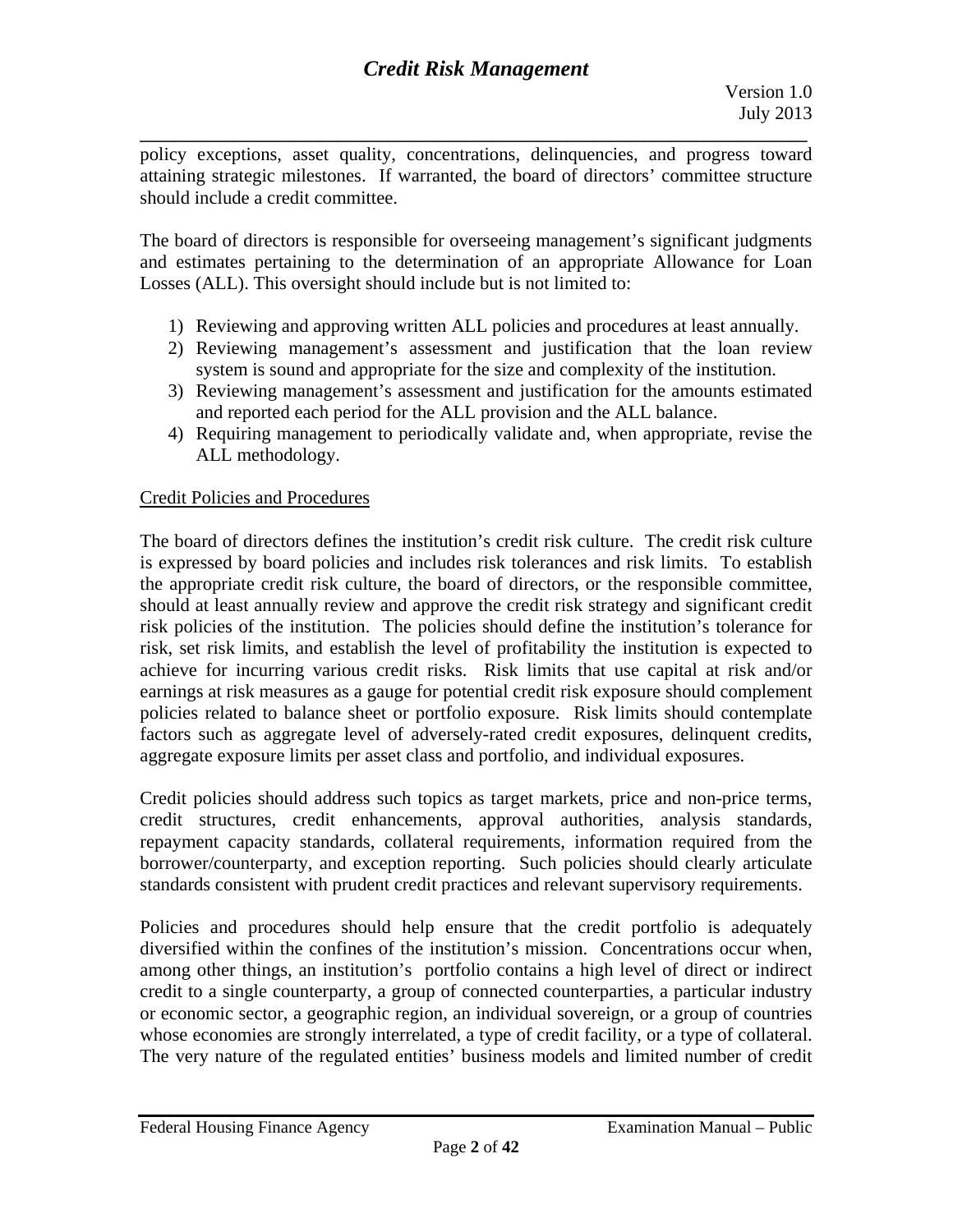policy exceptions, asset quality, concentrations, delinquencies, and progress toward attaining strategic milestones. If warranted, the board of directors' committee structure should include a credit committee.

The board of directors is responsible for overseeing management's significant judgments and estimates pertaining to the determination of an appropriate Allowance for Loan Losses (ALL). This oversight should include but is not limited to:

1) Reviewing and approving written ALL policies and procedures at least annually.
2) Reviewing management's assessment and justification that the loan review system is sound and appropriate for the size and complexity of the institution.
3) Reviewing management's assessment and justification for the amounts estimated and reported each period for the ALL provision and the ALL balance.
4) Requiring management to periodically validate and, when appropriate, revise the ALL methodology.

Credit Policies and Procedures

The board of directors defines the institution's credit risk culture. The credit risk culture is expressed by board policies and includes risk tolerances and risk limits. To establish the appropriate credit risk culture, the board of directors, or the responsible committee, should at least annually review and approve the credit risk strategy and significant credit risk policies of the institution. The policies should define the institution's tolerance for risk, set risk limits, and establish the level of profitability the institution is expected to achieve for incurring various credit risks. Risk limits that use capital at risk and/or earnings at risk measures as a gauge for potential credit risk exposure should complement policies related to balance sheet or portfolio exposure. Risk limits should contemplate factors such as aggregate level of adversely-rated credit exposures, delinquent credits, aggregate exposure limits per asset class and portfolio, and individual exposures.

Credit policies should address such topics as target markets, price and non-price terms, credit structures, credit enhancements, approval authorities, analysis standards, repayment capacity standards, collateral requirements, information required from the borrower/counterparty, and exception reporting. Such policies should clearly articulate standards consistent with prudent credit practices and relevant supervisory requirements.

Policies and procedures should help ensure that the credit portfolio is adequately diversified within the confines of the institution's mission. Concentrations occur when, among other things, an institution's portfolio contains a high level of direct or indirect credit to a single counterparty, a group of connected counterparties, a particular industry or economic sector, a geographic region, an individual sovereign, or a group of countries whose economies are strongly interrelated, a type of credit facility, or a type of collateral. The very nature of the regulated entities' business models and limited number of credit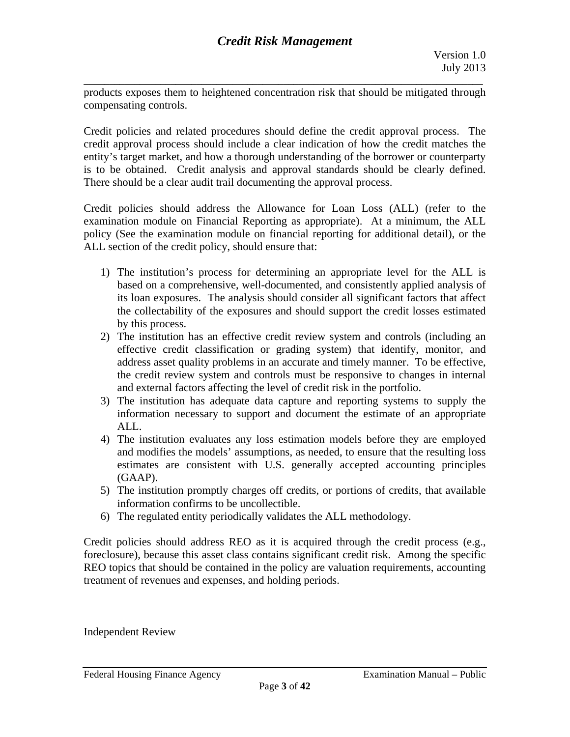products exposes them to heightened concentration risk that should be mitigated through compensating controls.

Credit policies and related procedures should define the credit approval process. The credit approval process should include a clear indication of how the credit matches the entity's target market, and how a thorough understanding of the borrower or counterparty is to be obtained. Credit analysis and approval standards should be clearly defined. There should be a clear audit trail documenting the approval process.

Credit policies should address the Allowance for Loan Loss (ALL) (refer to the examination module on Financial Reporting as appropriate). At a minimum, the ALL policy (See the examination module on financial reporting for additional detail), or the ALL section of the credit policy, should ensure that:

1) The institution's process for determining an appropriate level for the ALL is based on a comprehensive, well-documented, and consistently applied analysis of its loan exposures. The analysis should consider all significant factors that affect the collectability of the exposures and should support the credit losses estimated by this process.
2) The institution has an effective credit review system and controls (including an effective credit classification or grading system) that identify, monitor, and address asset quality problems in an accurate and timely manner. To be effective, the credit review system and controls must be responsive to changes in internal and external factors affecting the level of credit risk in the portfolio.
3) The institution has adequate data capture and reporting systems to supply the information necessary to support and document the estimate of an appropriate ALL.
4) The institution evaluates any loss estimation models before they are employed and modifies the models' assumptions, as needed, to ensure that the resulting loss estimates are consistent with U.S. generally accepted accounting principles (GAAP).
5) The institution promptly charges off credits, or portions of credits, that available information confirms to be uncollectible.
6) The regulated entity periodically validates the ALL methodology.

Credit policies should address REO as it is acquired through the credit process (e.g., foreclosure), because this asset class contains significant credit risk. Among the specific REO topics that should be contained in the policy are valuation requirements, accounting treatment of revenues and expenses, and holding periods.

<u>Independent Review</u>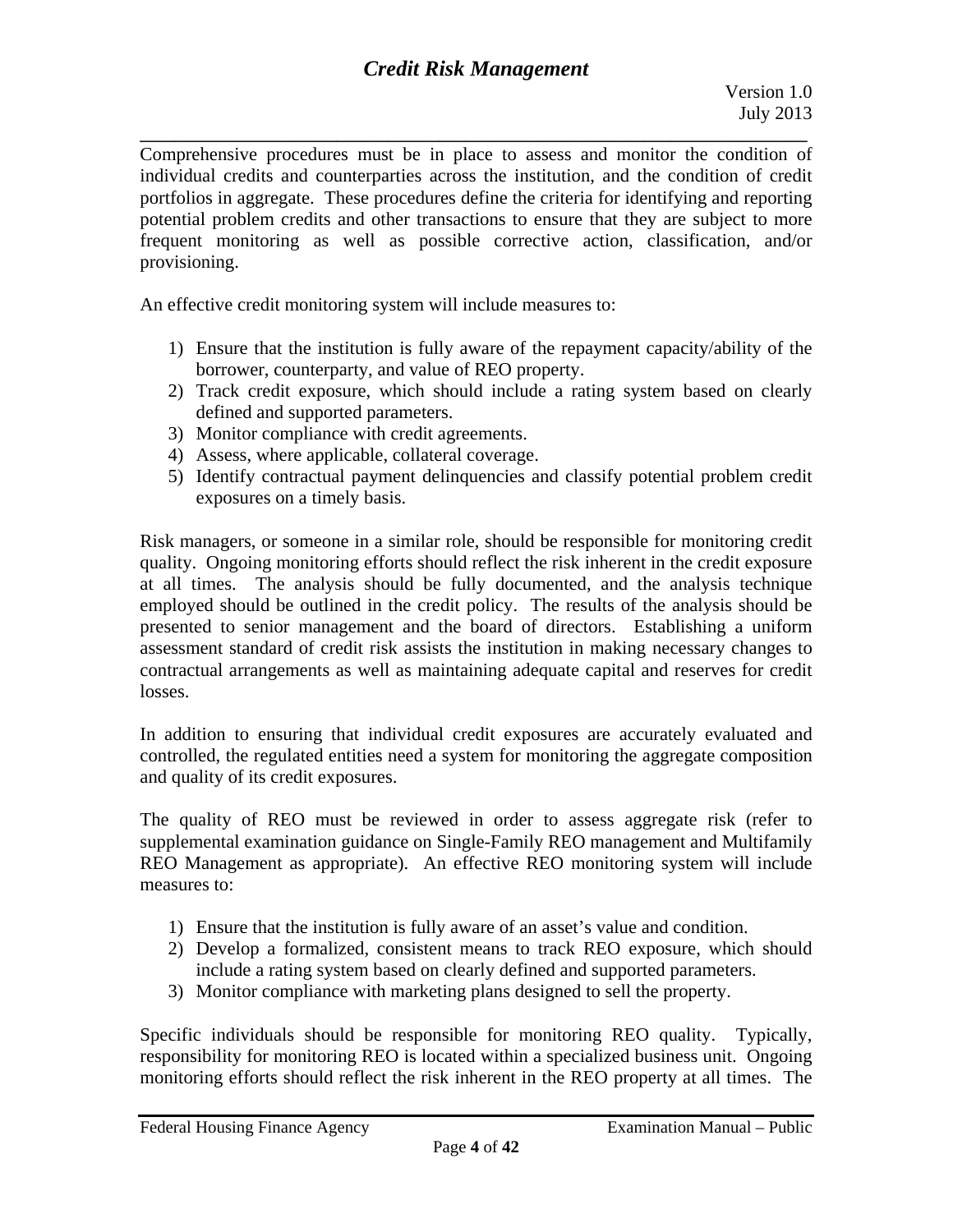Comprehensive procedures must be in place to assess and monitor the condition of individual credits and counterparties across the institution, and the condition of credit portfolios in aggregate. These procedures define the criteria for identifying and reporting potential problem credits and other transactions to ensure that they are subject to more frequent monitoring as well as possible corrective action, classification, and/or provisioning.

An effective credit monitoring system will include measures to:

1) Ensure that the institution is fully aware of the repayment capacity/ability of the borrower, counterparty, and value of REO property.
2) Track credit exposure, which should include a rating system based on clearly defined and supported parameters.
3) Monitor compliance with credit agreements.
4) Assess, where applicable, collateral coverage.
5) Identify contractual payment delinquencies and classify potential problem credit exposures on a timely basis.

Risk managers, or someone in a similar role, should be responsible for monitoring credit quality. Ongoing monitoring efforts should reflect the risk inherent in the credit exposure at all times. The analysis should be fully documented, and the analysis technique employed should be outlined in the credit policy. The results of the analysis should be presented to senior management and the board of directors. Establishing a uniform assessment standard of credit risk assists the institution in making necessary changes to contractual arrangements as well as maintaining adequate capital and reserves for credit losses.

In addition to ensuring that individual credit exposures are accurately evaluated and controlled, the regulated entities need a system for monitoring the aggregate composition and quality of its credit exposures.

The quality of REO must be reviewed in order to assess aggregate risk (refer to supplemental examination guidance on Single-Family REO management and Multifamily REO Management as appropriate). An effective REO monitoring system will include measures to:

1) Ensure that the institution is fully aware of an asset's value and condition.
2) Develop a formalized, consistent means to track REO exposure, which should include a rating system based on clearly defined and supported parameters.
3) Monitor compliance with marketing plans designed to sell the property.

Specific individuals should be responsible for monitoring REO quality. Typically, responsibility for monitoring REO is located within a specialized business unit. Ongoing monitoring efforts should reflect the risk inherent in the REO property at all times. The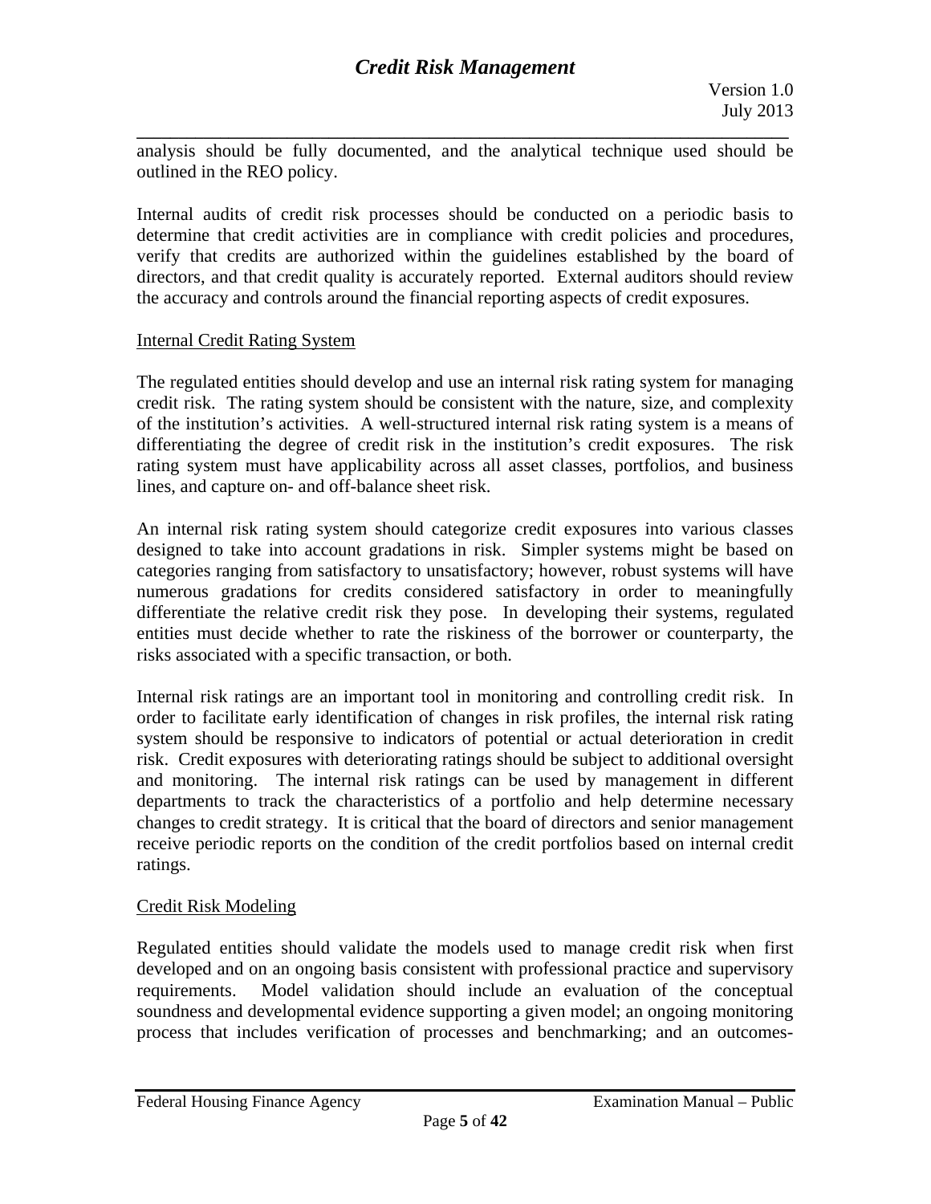analysis should be fully documented, and the analytical technique used should be outlined in the REO policy.

Internal audits of credit risk processes should be conducted on a periodic basis to determine that credit activities are in compliance with credit policies and procedures, verify that credits are authorized within the guidelines established by the board of directors, and that credit quality is accurately reported. External auditors should review the accuracy and controls around the financial reporting aspects of credit exposures.

### Internal Credit Rating System

The regulated entities should develop and use an internal risk rating system for managing credit risk. The rating system should be consistent with the nature, size, and complexity of the institution's activities. A well-structured internal risk rating system is a means of differentiating the degree of credit risk in the institution's credit exposures. The risk rating system must have applicability across all asset classes, portfolios, and business lines, and capture on- and off-balance sheet risk.

An internal risk rating system should categorize credit exposures into various classes designed to take into account gradations in risk. Simpler systems might be based on categories ranging from satisfactory to unsatisfactory; however, robust systems will have numerous gradations for credits considered satisfactory in order to meaningfully differentiate the relative credit risk they pose. In developing their systems, regulated entities must decide whether to rate the riskiness of the borrower or counterparty, the risks associated with a specific transaction, or both.

Internal risk ratings are an important tool in monitoring and controlling credit risk. In order to facilitate early identification of changes in risk profiles, the internal risk rating system should be responsive to indicators of potential or actual deterioration in credit risk. Credit exposures with deteriorating ratings should be subject to additional oversight and monitoring. The internal risk ratings can be used by management in different departments to track the characteristics of a portfolio and help determine necessary changes to credit strategy. It is critical that the board of directors and senior management receive periodic reports on the condition of the credit portfolios based on internal credit ratings.

### Credit Risk Modeling

Regulated entities should validate the models used to manage credit risk when first developed and on an ongoing basis consistent with professional practice and supervisory requirements. Model validation should include an evaluation of the conceptual soundness and developmental evidence supporting a given model; an ongoing monitoring process that includes verification of processes and benchmarking; and an outcomes-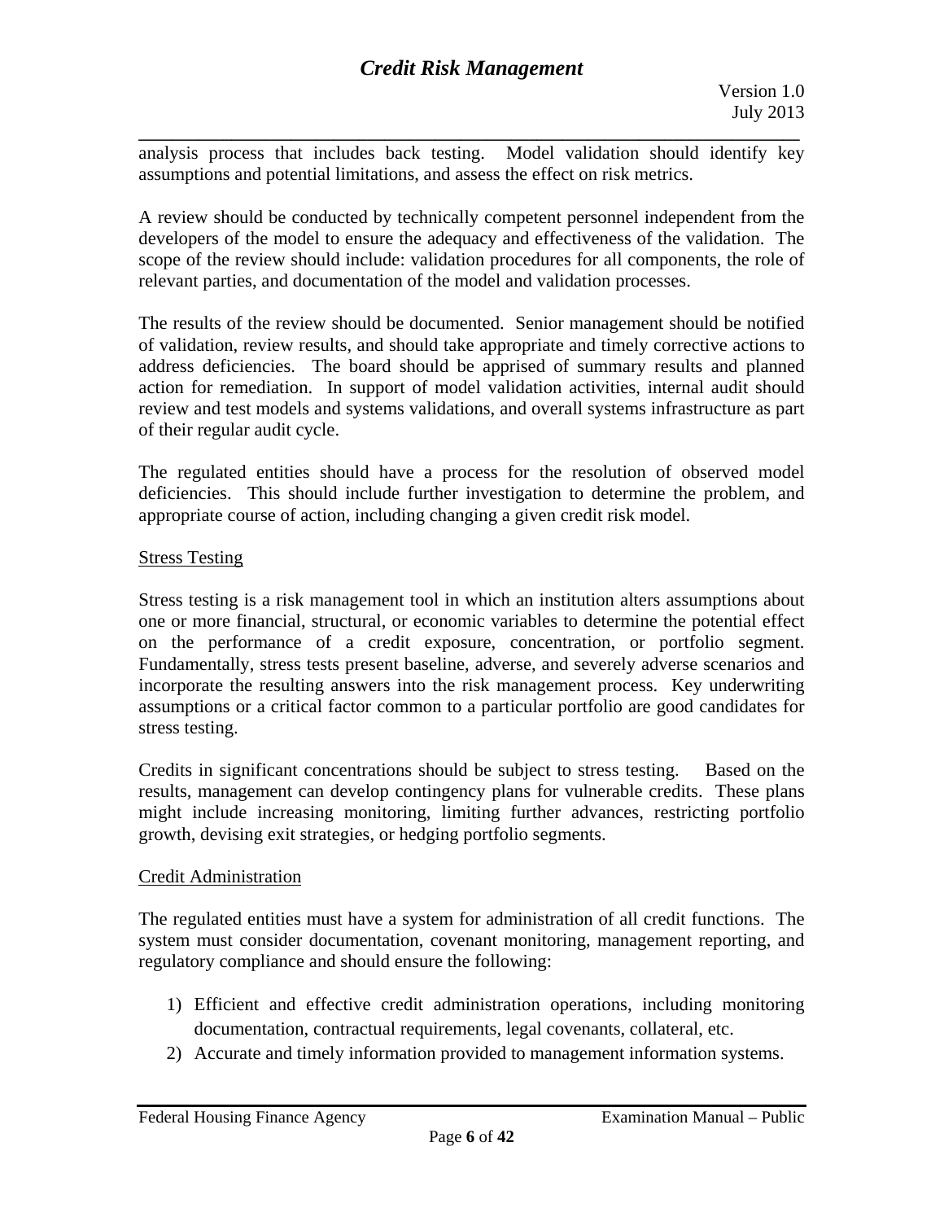analysis process that includes back testing. Model validation should identify key assumptions and potential limitations, and assess the effect on risk metrics.

A review should be conducted by technically competent personnel independent from the developers of the model to ensure the adequacy and effectiveness of the validation. The scope of the review should include: validation procedures for all components, the role of relevant parties, and documentation of the model and validation processes.

The results of the review should be documented. Senior management should be notified of validation, review results, and should take appropriate and timely corrective actions to address deficiencies. The board should be apprised of summary results and planned action for remediation. In support of model validation activities, internal audit should review and test models and systems validations, and overall systems infrastructure as part of their regular audit cycle.

The regulated entities should have a process for the resolution of observed model deficiencies. This should include further investigation to determine the problem, and appropriate course of action, including changing a given credit risk model.

### Stress Testing

Stress testing is a risk management tool in which an institution alters assumptions about one or more financial, structural, or economic variables to determine the potential effect on the performance of a credit exposure, concentration, or portfolio segment. Fundamentally, stress tests present baseline, adverse, and severely adverse scenarios and incorporate the resulting answers into the risk management process. Key underwriting assumptions or a critical factor common to a particular portfolio are good candidates for stress testing.

Credits in significant concentrations should be subject to stress testing. Based on the results, management can develop contingency plans for vulnerable credits. These plans might include increasing monitoring, limiting further advances, restricting portfolio growth, devising exit strategies, or hedging portfolio segments.

### Credit Administration

The regulated entities must have a system for administration of all credit functions. The system must consider documentation, covenant monitoring, management reporting, and regulatory compliance and should ensure the following:

1) Efficient and effective credit administration operations, including monitoring documentation, contractual requirements, legal covenants, collateral, etc.
2) Accurate and timely information provided to management information systems.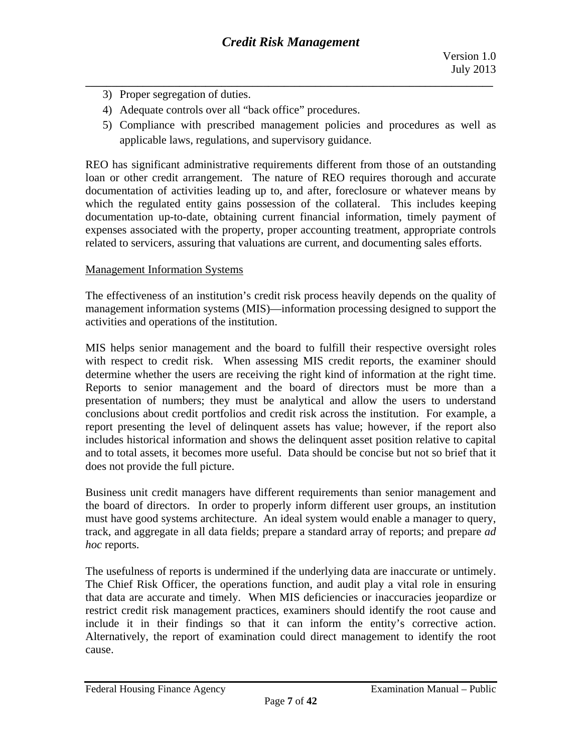3) Proper segregation of duties.
4) Adequate controls over all "back office" procedures.
5) Compliance with prescribed management policies and procedures as well as applicable laws, regulations, and supervisory guidance.

REO has significant administrative requirements different from those of an outstanding loan or other credit arrangement. The nature of REO requires thorough and accurate documentation of activities leading up to, and after, foreclosure or whatever means by which the regulated entity gains possession of the collateral. This includes keeping documentation up-to-date, obtaining current financial information, timely payment of expenses associated with the property, proper accounting treatment, appropriate controls related to servicers, assuring that valuations are current, and documenting sales efforts.

Management Information Systems

The effectiveness of an institution's credit risk process heavily depends on the quality of management information systems (MIS)—information processing designed to support the activities and operations of the institution.

MIS helps senior management and the board to fulfill their respective oversight roles with respect to credit risk. When assessing MIS credit reports, the examiner should determine whether the users are receiving the right kind of information at the right time. Reports to senior management and the board of directors must be more than a presentation of numbers; they must be analytical and allow the users to understand conclusions about credit portfolios and credit risk across the institution. For example, a report presenting the level of delinquent assets has value; however, if the report also includes historical information and shows the delinquent asset position relative to capital and to total assets, it becomes more useful. Data should be concise but not so brief that it does not provide the full picture.

Business unit credit managers have different requirements than senior management and the board of directors. In order to properly inform different user groups, an institution must have good systems architecture. An ideal system would enable a manager to query, track, and aggregate in all data fields; prepare a standard array of reports; and prepare *ad hoc* reports.

The usefulness of reports is undermined if the underlying data are inaccurate or untimely. The Chief Risk Officer, the operations function, and audit play a vital role in ensuring that data are accurate and timely. When MIS deficiencies or inaccuracies jeopardize or restrict credit risk management practices, examiners should identify the root cause and include it in their findings so that it can inform the entity's corrective action. Alternatively, the report of examination could direct management to identify the root cause.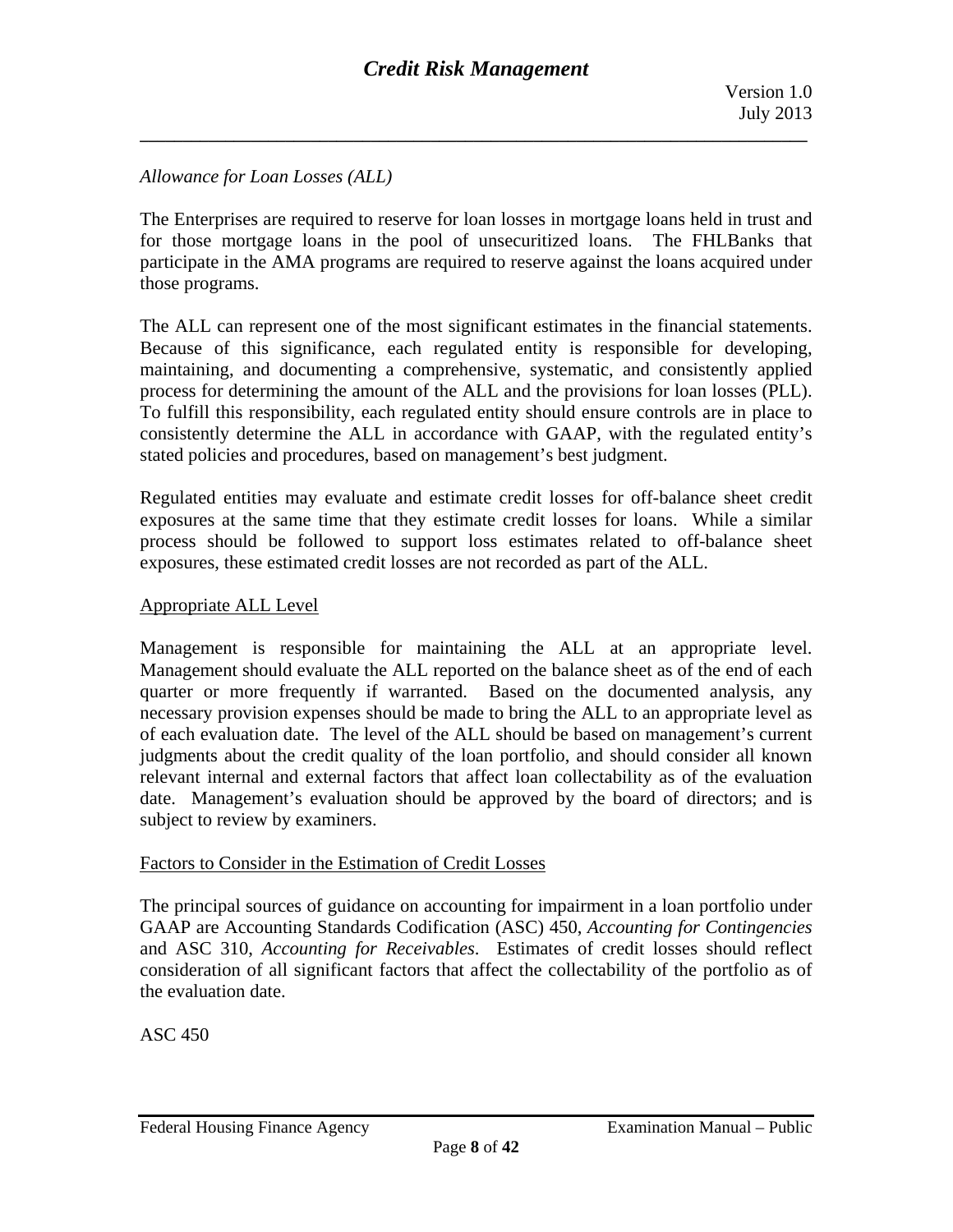*Allowance for Loan Losses (ALL)*

The Enterprises are required to reserve for loan losses in mortgage loans held in trust and for those mortgage loans in the pool of unsecuritized loans. The FHLBanks that participate in the AMA programs are required to reserve against the loans acquired under those programs.

The ALL can represent one of the most significant estimates in the financial statements. Because of this significance, each regulated entity is responsible for developing, maintaining, and documenting a comprehensive, systematic, and consistently applied process for determining the amount of the ALL and the provisions for loan losses (PLL). To fulfill this responsibility, each regulated entity should ensure controls are in place to consistently determine the ALL in accordance with GAAP, with the regulated entity's stated policies and procedures, based on management's best judgment.

Regulated entities may evaluate and estimate credit losses for off-balance sheet credit exposures at the same time that they estimate credit losses for loans. While a similar process should be followed to support loss estimates related to off-balance sheet exposures, these estimated credit losses are not recorded as part of the ALL.

<u>Appropriate ALL Level</u>

Management is responsible for maintaining the ALL at an appropriate level. Management should evaluate the ALL reported on the balance sheet as of the end of each quarter or more frequently if warranted. Based on the documented analysis, any necessary provision expenses should be made to bring the ALL to an appropriate level as of each evaluation date. The level of the ALL should be based on management's current judgments about the credit quality of the loan portfolio, and should consider all known relevant internal and external factors that affect loan collectability as of the evaluation date. Management's evaluation should be approved by the board of directors; and is subject to review by examiners.

<u>Factors to Consider in the Estimation of Credit Losses</u>

The principal sources of guidance on accounting for impairment in a loan portfolio under GAAP are Accounting Standards Codification (ASC) 450, *Accounting for Contingencies* and ASC 310, *Accounting for Receivables*. Estimates of credit losses should reflect consideration of all significant factors that affect the collectability of the portfolio as of the evaluation date.

ASC 450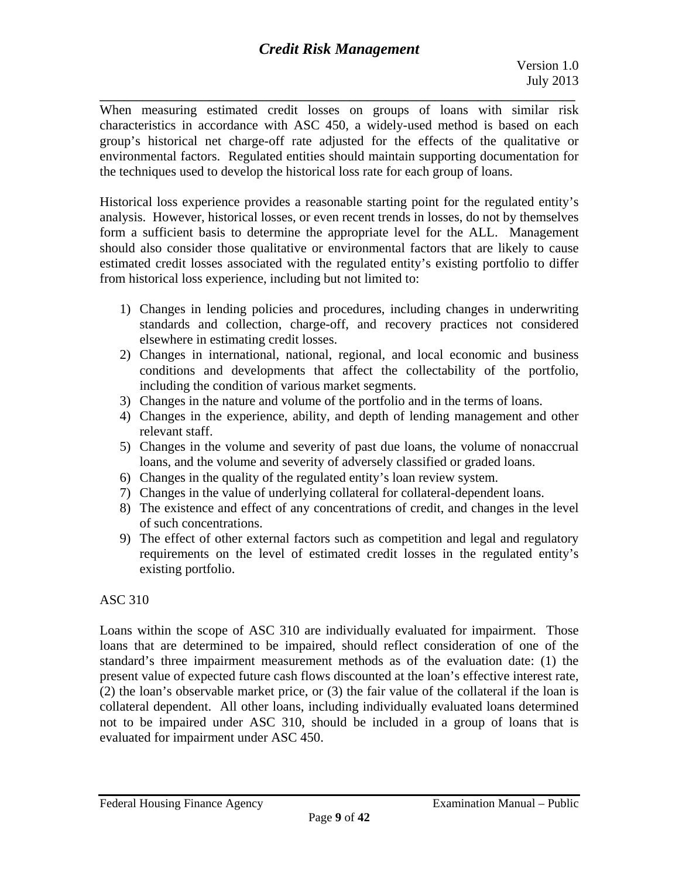When measuring estimated credit losses on groups of loans with similar risk characteristics in accordance with ASC 450, a widely-used method is based on each group's historical net charge-off rate adjusted for the effects of the qualitative or environmental factors. Regulated entities should maintain supporting documentation for the techniques used to develop the historical loss rate for each group of loans.

Historical loss experience provides a reasonable starting point for the regulated entity's analysis. However, historical losses, or even recent trends in losses, do not by themselves form a sufficient basis to determine the appropriate level for the ALL. Management should also consider those qualitative or environmental factors that are likely to cause estimated credit losses associated with the regulated entity's existing portfolio to differ from historical loss experience, including but not limited to:

1) Changes in lending policies and procedures, including changes in underwriting standards and collection, charge-off, and recovery practices not considered elsewhere in estimating credit losses.
2) Changes in international, national, regional, and local economic and business conditions and developments that affect the collectability of the portfolio, including the condition of various market segments.
3) Changes in the nature and volume of the portfolio and in the terms of loans.
4) Changes in the experience, ability, and depth of lending management and other relevant staff.
5) Changes in the volume and severity of past due loans, the volume of nonaccrual loans, and the volume and severity of adversely classified or graded loans.
6) Changes in the quality of the regulated entity's loan review system.
7) Changes in the value of underlying collateral for collateral-dependent loans.
8) The existence and effect of any concentrations of credit, and changes in the level of such concentrations.
9) The effect of other external factors such as competition and legal and regulatory requirements on the level of estimated credit losses in the regulated entity's existing portfolio.

ASC 310

Loans within the scope of ASC 310 are individually evaluated for impairment. Those loans that are determined to be impaired, should reflect consideration of one of the standard's three impairment measurement methods as of the evaluation date: (1) the present value of expected future cash flows discounted at the loan's effective interest rate, (2) the loan's observable market price, or (3) the fair value of the collateral if the loan is collateral dependent. All other loans, including individually evaluated loans determined not to be impaired under ASC 310, should be included in a group of loans that is evaluated for impairment under ASC 450.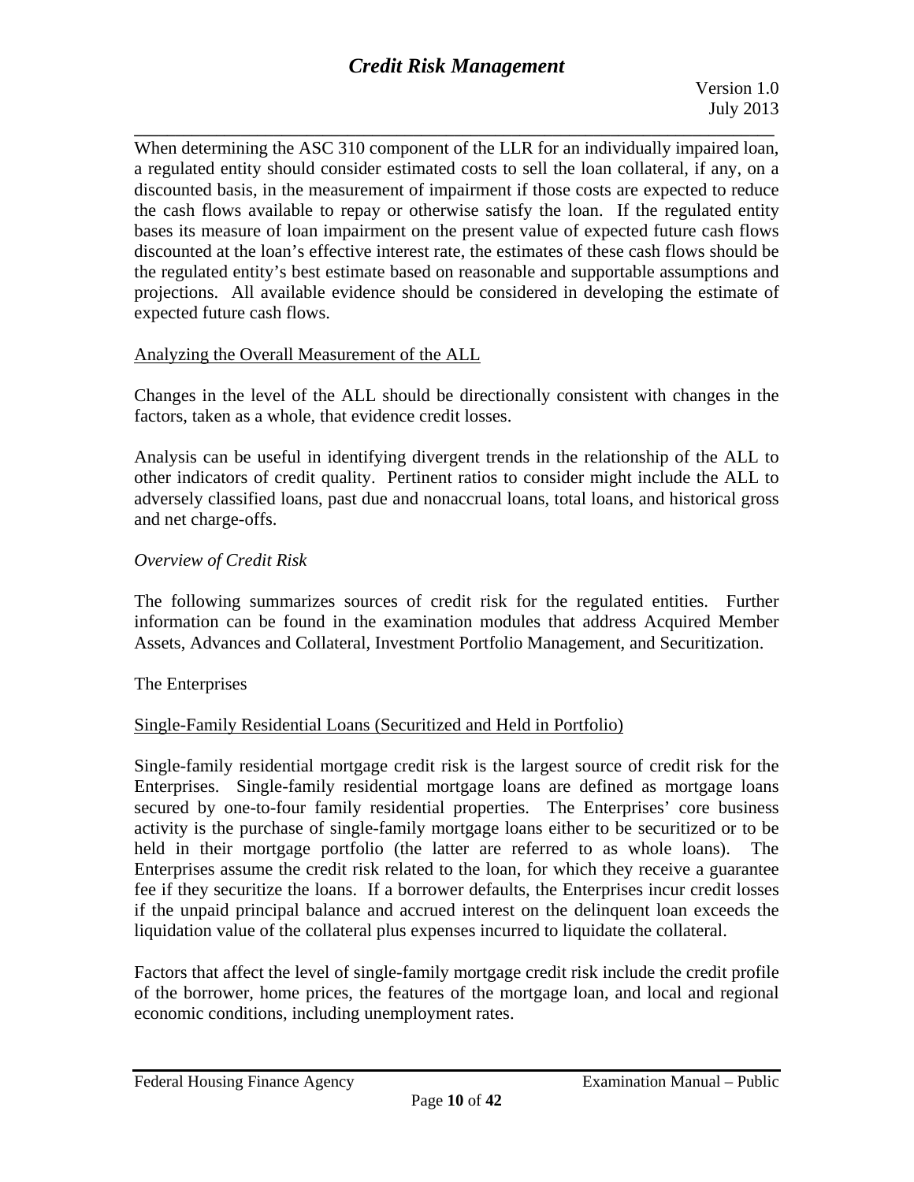When determining the ASC 310 component of the LLR for an individually impaired loan, a regulated entity should consider estimated costs to sell the loan collateral, if any, on a discounted basis, in the measurement of impairment if those costs are expected to reduce the cash flows available to repay or otherwise satisfy the loan. If the regulated entity bases its measure of loan impairment on the present value of expected future cash flows discounted at the loan's effective interest rate, the estimates of these cash flows should be the regulated entity's best estimate based on reasonable and supportable assumptions and projections. All available evidence should be considered in developing the estimate of expected future cash flows.

<u>Analyzing the Overall Measurement of the ALL</u>

Changes in the level of the ALL should be directionally consistent with changes in the factors, taken as a whole, that evidence credit losses.

Analysis can be useful in identifying divergent trends in the relationship of the ALL to other indicators of credit quality. Pertinent ratios to consider might include the ALL to adversely classified loans, past due and nonaccrual loans, total loans, and historical gross and net charge-offs.

*Overview of Credit Risk*

The following summarizes sources of credit risk for the regulated entities. Further information can be found in the examination modules that address Acquired Member Assets, Advances and Collateral, Investment Portfolio Management, and Securitization.

The Enterprises

<u>Single-Family Residential Loans (Securitized and Held in Portfolio)</u>

Single-family residential mortgage credit risk is the largest source of credit risk for the Enterprises. Single-family residential mortgage loans are defined as mortgage loans secured by one-to-four family residential properties. The Enterprises' core business activity is the purchase of single-family mortgage loans either to be securitized or to be held in their mortgage portfolio (the latter are referred to as whole loans). The Enterprises assume the credit risk related to the loan, for which they receive a guarantee fee if they securitize the loans. If a borrower defaults, the Enterprises incur credit losses if the unpaid principal balance and accrued interest on the delinquent loan exceeds the liquidation value of the collateral plus expenses incurred to liquidate the collateral.

Factors that affect the level of single-family mortgage credit risk include the credit profile of the borrower, home prices, the features of the mortgage loan, and local and regional economic conditions, including unemployment rates.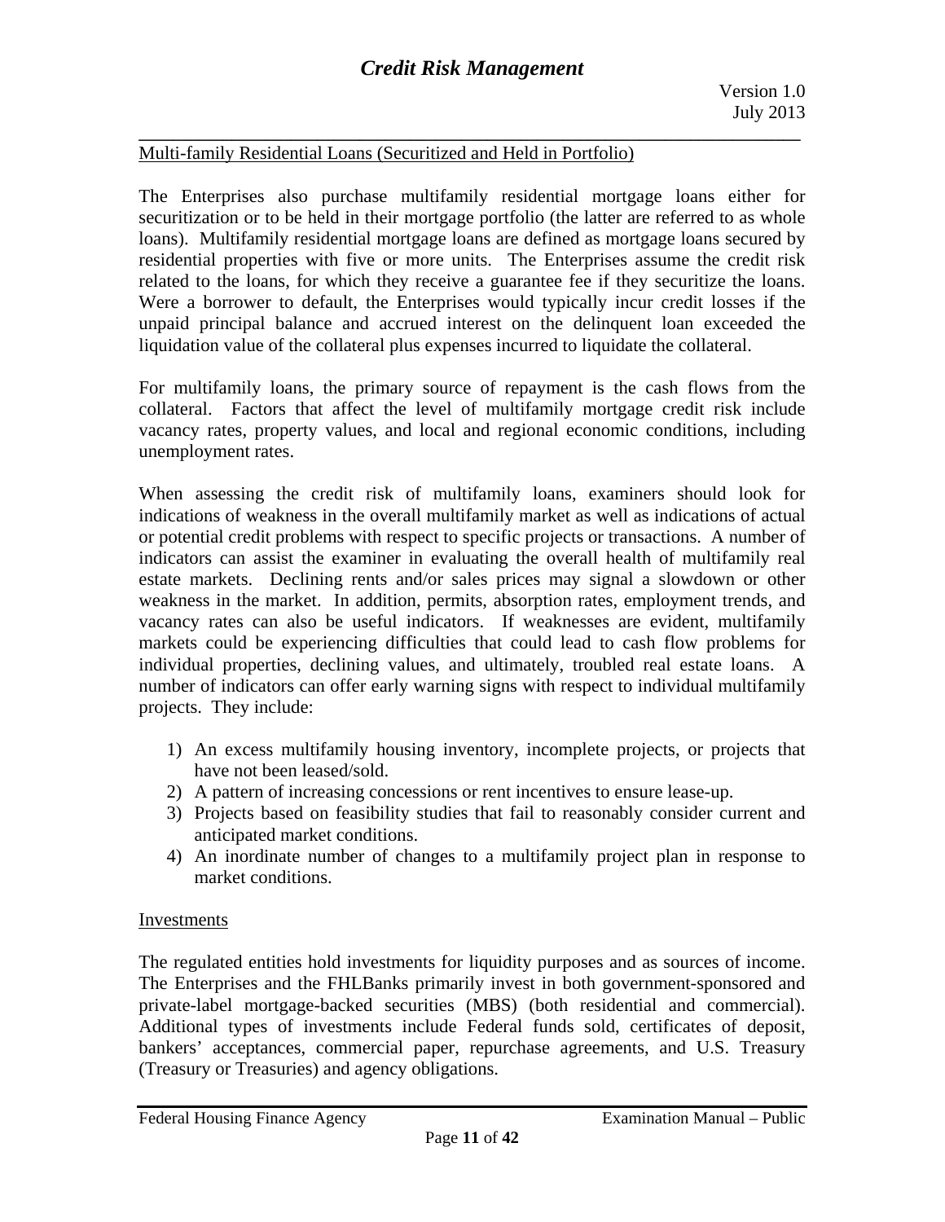Multi-family Residential Loans (Securitized and Held in Portfolio)

The Enterprises also purchase multifamily residential mortgage loans either for securitization or to be held in their mortgage portfolio (the latter are referred to as whole loans). Multifamily residential mortgage loans are defined as mortgage loans secured by residential properties with five or more units. The Enterprises assume the credit risk related to the loans, for which they receive a guarantee fee if they securitize the loans. Were a borrower to default, the Enterprises would typically incur credit losses if the unpaid principal balance and accrued interest on the delinquent loan exceeded the liquidation value of the collateral plus expenses incurred to liquidate the collateral.

For multifamily loans, the primary source of repayment is the cash flows from the collateral. Factors that affect the level of multifamily mortgage credit risk include vacancy rates, property values, and local and regional economic conditions, including unemployment rates.

When assessing the credit risk of multifamily loans, examiners should look for indications of weakness in the overall multifamily market as well as indications of actual or potential credit problems with respect to specific projects or transactions. A number of indicators can assist the examiner in evaluating the overall health of multifamily real estate markets. Declining rents and/or sales prices may signal a slowdown or other weakness in the market. In addition, permits, absorption rates, employment trends, and vacancy rates can also be useful indicators. If weaknesses are evident, multifamily markets could be experiencing difficulties that could lead to cash flow problems for individual properties, declining values, and ultimately, troubled real estate loans. A number of indicators can offer early warning signs with respect to individual multifamily projects. They include:

1) An excess multifamily housing inventory, incomplete projects, or projects that have not been leased/sold.
2) A pattern of increasing concessions or rent incentives to ensure lease-up.
3) Projects based on feasibility studies that fail to reasonably consider current and anticipated market conditions.
4) An inordinate number of changes to a multifamily project plan in response to market conditions.

Investments

The regulated entities hold investments for liquidity purposes and as sources of income. The Enterprises and the FHLBanks primarily invest in both government-sponsored and private-label mortgage-backed securities (MBS) (both residential and commercial). Additional types of investments include Federal funds sold, certificates of deposit, bankers' acceptances, commercial paper, repurchase agreements, and U.S. Treasury (Treasury or Treasuries) and agency obligations.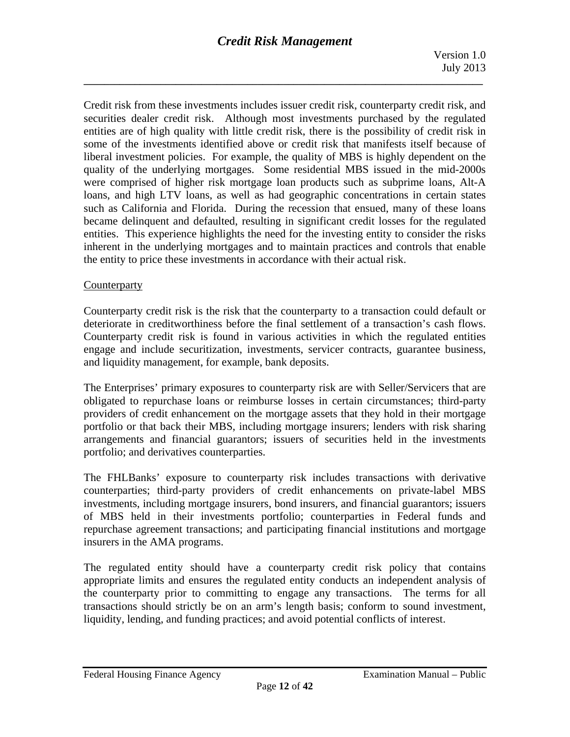Credit risk from these investments includes issuer credit risk, counterparty credit risk, and securities dealer credit risk. Although most investments purchased by the regulated entities are of high quality with little credit risk, there is the possibility of credit risk in some of the investments identified above or credit risk that manifests itself because of liberal investment policies. For example, the quality of MBS is highly dependent on the quality of the underlying mortgages. Some residential MBS issued in the mid-2000s were comprised of higher risk mortgage loan products such as subprime loans, Alt-A loans, and high LTV loans, as well as had geographic concentrations in certain states such as California and Florida. During the recession that ensued, many of these loans became delinquent and defaulted, resulting in significant credit losses for the regulated entities. This experience highlights the need for the investing entity to consider the risks inherent in the underlying mortgages and to maintain practices and controls that enable the entity to price these investments in accordance with their actual risk.

Counterparty

Counterparty credit risk is the risk that the counterparty to a transaction could default or deteriorate in creditworthiness before the final settlement of a transaction's cash flows. Counterparty credit risk is found in various activities in which the regulated entities engage and include securitization, investments, servicer contracts, guarantee business, and liquidity management, for example, bank deposits.

The Enterprises' primary exposures to counterparty risk are with Seller/Servicers that are obligated to repurchase loans or reimburse losses in certain circumstances; third-party providers of credit enhancement on the mortgage assets that they hold in their mortgage portfolio or that back their MBS, including mortgage insurers; lenders with risk sharing arrangements and financial guarantors; issuers of securities held in the investments portfolio; and derivatives counterparties.

The FHLBanks' exposure to counterparty risk includes transactions with derivative counterparties; third-party providers of credit enhancements on private-label MBS investments, including mortgage insurers, bond insurers, and financial guarantors; issuers of MBS held in their investments portfolio; counterparties in Federal funds and repurchase agreement transactions; and participating financial institutions and mortgage insurers in the AMA programs.

The regulated entity should have a counterparty credit risk policy that contains appropriate limits and ensures the regulated entity conducts an independent analysis of the counterparty prior to committing to engage any transactions. The terms for all transactions should strictly be on an arm's length basis; conform to sound investment, liquidity, lending, and funding practices; and avoid potential conflicts of interest.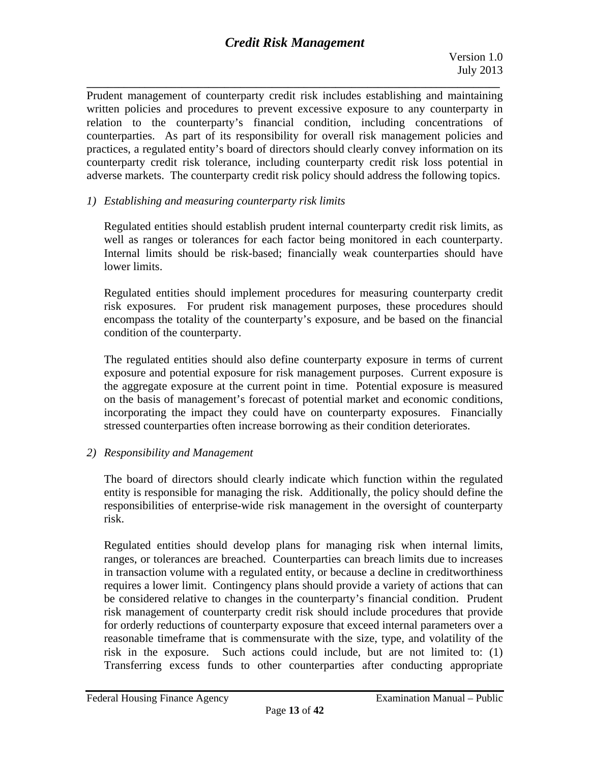Prudent management of counterparty credit risk includes establishing and maintaining written policies and procedures to prevent excessive exposure to any counterparty in relation to the counterparty's financial condition, including concentrations of counterparties. As part of its responsibility for overall risk management policies and practices, a regulated entity's board of directors should clearly convey information on its counterparty credit risk tolerance, including counterparty credit risk loss potential in adverse markets. The counterparty credit risk policy should address the following topics.

*1) Establishing and measuring counterparty risk limits*

Regulated entities should establish prudent internal counterparty credit risk limits, as well as ranges or tolerances for each factor being monitored in each counterparty. Internal limits should be risk-based; financially weak counterparties should have lower limits.

Regulated entities should implement procedures for measuring counterparty credit risk exposures. For prudent risk management purposes, these procedures should encompass the totality of the counterparty's exposure, and be based on the financial condition of the counterparty.

The regulated entities should also define counterparty exposure in terms of current exposure and potential exposure for risk management purposes. Current exposure is the aggregate exposure at the current point in time. Potential exposure is measured on the basis of management's forecast of potential market and economic conditions, incorporating the impact they could have on counterparty exposures. Financially stressed counterparties often increase borrowing as their condition deteriorates.

*2) Responsibility and Management*

The board of directors should clearly indicate which function within the regulated entity is responsible for managing the risk. Additionally, the policy should define the responsibilities of enterprise-wide risk management in the oversight of counterparty risk.

Regulated entities should develop plans for managing risk when internal limits, ranges, or tolerances are breached. Counterparties can breach limits due to increases in transaction volume with a regulated entity, or because a decline in creditworthiness requires a lower limit. Contingency plans should provide a variety of actions that can be considered relative to changes in the counterparty's financial condition. Prudent risk management of counterparty credit risk should include procedures that provide for orderly reductions of counterparty exposure that exceed internal parameters over a reasonable timeframe that is commensurate with the size, type, and volatility of the risk in the exposure. Such actions could include, but are not limited to: (1) Transferring excess funds to other counterparties after conducting appropriate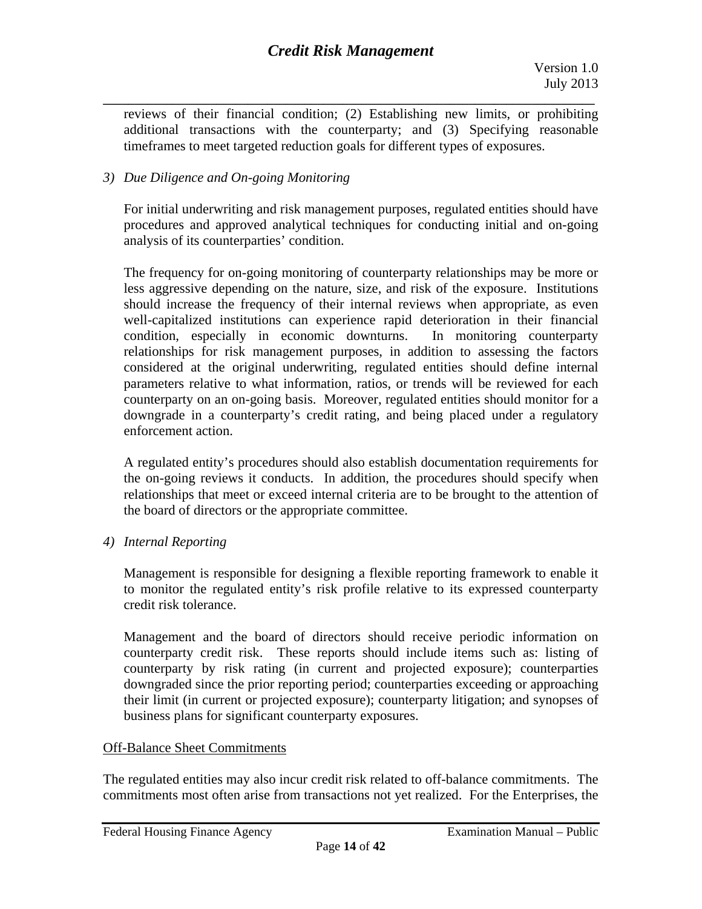reviews of their financial condition; (2) Establishing new limits, or prohibiting additional transactions with the counterparty; and (3) Specifying reasonable timeframes to meet targeted reduction goals for different types of exposures.

*3) Due Diligence and On-going Monitoring*

For initial underwriting and risk management purposes, regulated entities should have procedures and approved analytical techniques for conducting initial and on-going analysis of its counterparties' condition.

The frequency for on-going monitoring of counterparty relationships may be more or less aggressive depending on the nature, size, and risk of the exposure. Institutions should increase the frequency of their internal reviews when appropriate, as even well-capitalized institutions can experience rapid deterioration in their financial condition, especially in economic downturns. In monitoring counterparty relationships for risk management purposes, in addition to assessing the factors considered at the original underwriting, regulated entities should define internal parameters relative to what information, ratios, or trends will be reviewed for each counterparty on an on-going basis. Moreover, regulated entities should monitor for a downgrade in a counterparty's credit rating, and being placed under a regulatory enforcement action.

A regulated entity's procedures should also establish documentation requirements for the on-going reviews it conducts. In addition, the procedures should specify when relationships that meet or exceed internal criteria are to be brought to the attention of the board of directors or the appropriate committee.

*4) Internal Reporting*

Management is responsible for designing a flexible reporting framework to enable it to monitor the regulated entity's risk profile relative to its expressed counterparty credit risk tolerance.

Management and the board of directors should receive periodic information on counterparty credit risk. These reports should include items such as: listing of counterparty by risk rating (in current and projected exposure); counterparties downgraded since the prior reporting period; counterparties exceeding or approaching their limit (in current or projected exposure); counterparty litigation; and synopses of business plans for significant counterparty exposures.

<u>Off-Balance Sheet Commitments</u>

The regulated entities may also incur credit risk related to off-balance commitments. The commitments most often arise from transactions not yet realized. For the Enterprises, the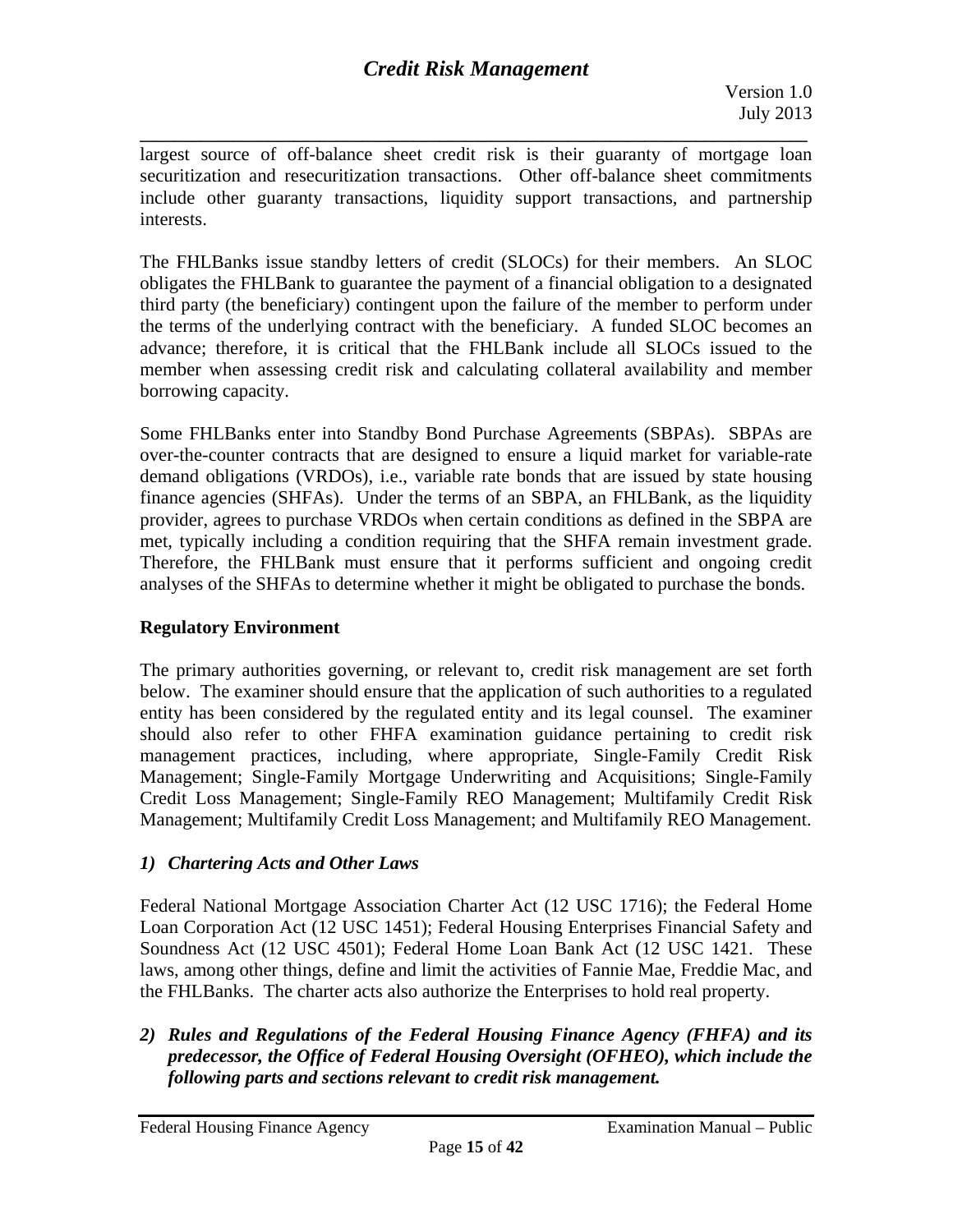largest source of off-balance sheet credit risk is their guaranty of mortgage loan securitization and resecuritization transactions. Other off-balance sheet commitments include other guaranty transactions, liquidity support transactions, and partnership interests.

The FHLBanks issue standby letters of credit (SLOCs) for their members. An SLOC obligates the FHLBank to guarantee the payment of a financial obligation to a designated third party (the beneficiary) contingent upon the failure of the member to perform under the terms of the underlying contract with the beneficiary. A funded SLOC becomes an advance; therefore, it is critical that the FHLBank include all SLOCs issued to the member when assessing credit risk and calculating collateral availability and member borrowing capacity.

Some FHLBanks enter into Standby Bond Purchase Agreements (SBPAs). SBPAs are over-the-counter contracts that are designed to ensure a liquid market for variable-rate demand obligations (VRDOs), i.e., variable rate bonds that are issued by state housing finance agencies (SHFAs). Under the terms of an SBPA, an FHLBank, as the liquidity provider, agrees to purchase VRDOs when certain conditions as defined in the SBPA are met, typically including a condition requiring that the SHFA remain investment grade. Therefore, the FHLBank must ensure that it performs sufficient and ongoing credit analyses of the SHFAs to determine whether it might be obligated to purchase the bonds.

## Regulatory Environment

The primary authorities governing, or relevant to, credit risk management are set forth below. The examiner should ensure that the application of such authorities to a regulated entity has been considered by the regulated entity and its legal counsel. The examiner should also refer to other FHFA examination guidance pertaining to credit risk management practices, including, where appropriate, Single-Family Credit Risk Management; Single-Family Mortgage Underwriting and Acquisitions; Single-Family Credit Loss Management; Single-Family REO Management; Multifamily Credit Risk Management; Multifamily Credit Loss Management; and Multifamily REO Management.

### *1) Chartering Acts and Other Laws*

Federal National Mortgage Association Charter Act (12 USC 1716); the Federal Home Loan Corporation Act (12 USC 1451); Federal Housing Enterprises Financial Safety and Soundness Act (12 USC 4501); Federal Home Loan Bank Act (12 USC 1421. These laws, among other things, define and limit the activities of Fannie Mae, Freddie Mac, and the FHLBanks. The charter acts also authorize the Enterprises to hold real property.

### ***2) Rules and Regulations of the Federal Housing Finance Agency (FHFA) and its predecessor, the Office of Federal Housing Oversight (OFHEO), which include the following parts and sections relevant to credit risk management.***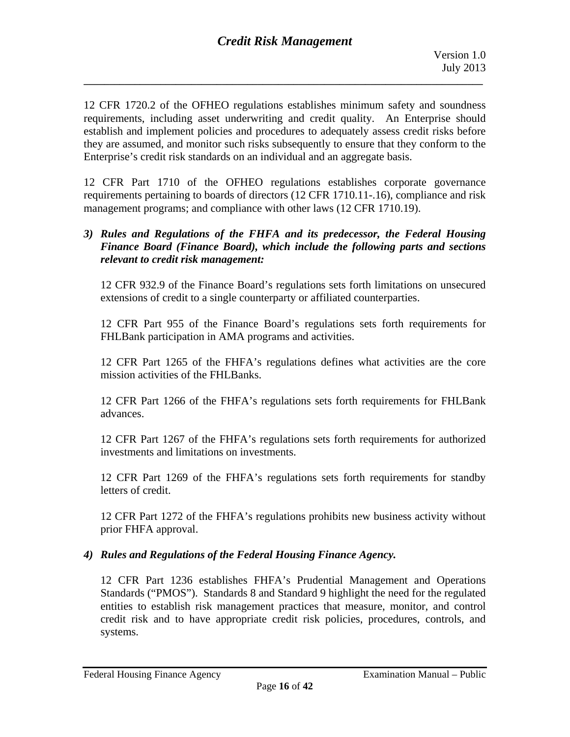12 CFR 1720.2 of the OFHEO regulations establishes minimum safety and soundness requirements, including asset underwriting and credit quality. An Enterprise should establish and implement policies and procedures to adequately assess credit risks before they are assumed, and monitor such risks subsequently to ensure that they conform to the Enterprise's credit risk standards on an individual and an aggregate basis.

12 CFR Part 1710 of the OFHEO regulations establishes corporate governance requirements pertaining to boards of directors (12 CFR 1710.11-.16), compliance and risk management programs; and compliance with other laws (12 CFR 1710.19).

3) ***Rules and Regulations of the FHFA and its predecessor, the Federal Housing Finance Board (Finance Board), which include the following parts and sections relevant to credit risk management:***

   12 CFR 932.9 of the Finance Board's regulations sets forth limitations on unsecured extensions of credit to a single counterparty or affiliated counterparties.

   12 CFR Part 955 of the Finance Board's regulations sets forth requirements for FHLBank participation in AMA programs and activities.

   12 CFR Part 1265 of the FHFA's regulations defines what activities are the core mission activities of the FHLBanks.

   12 CFR Part 1266 of the FHFA's regulations sets forth requirements for FHLBank advances.

   12 CFR Part 1267 of the FHFA's regulations sets forth requirements for authorized investments and limitations on investments.

   12 CFR Part 1269 of the FHFA's regulations sets forth requirements for standby letters of credit.

   12 CFR Part 1272 of the FHFA's regulations prohibits new business activity without prior FHFA approval.

4) ***Rules and Regulations of the Federal Housing Finance Agency.***

   12 CFR Part 1236 establishes FHFA's Prudential Management and Operations Standards ("PMOS"). Standards 8 and Standard 9 highlight the need for the regulated entities to establish risk management practices that measure, monitor, and control credit risk and to have appropriate credit risk policies, procedures, controls, and systems.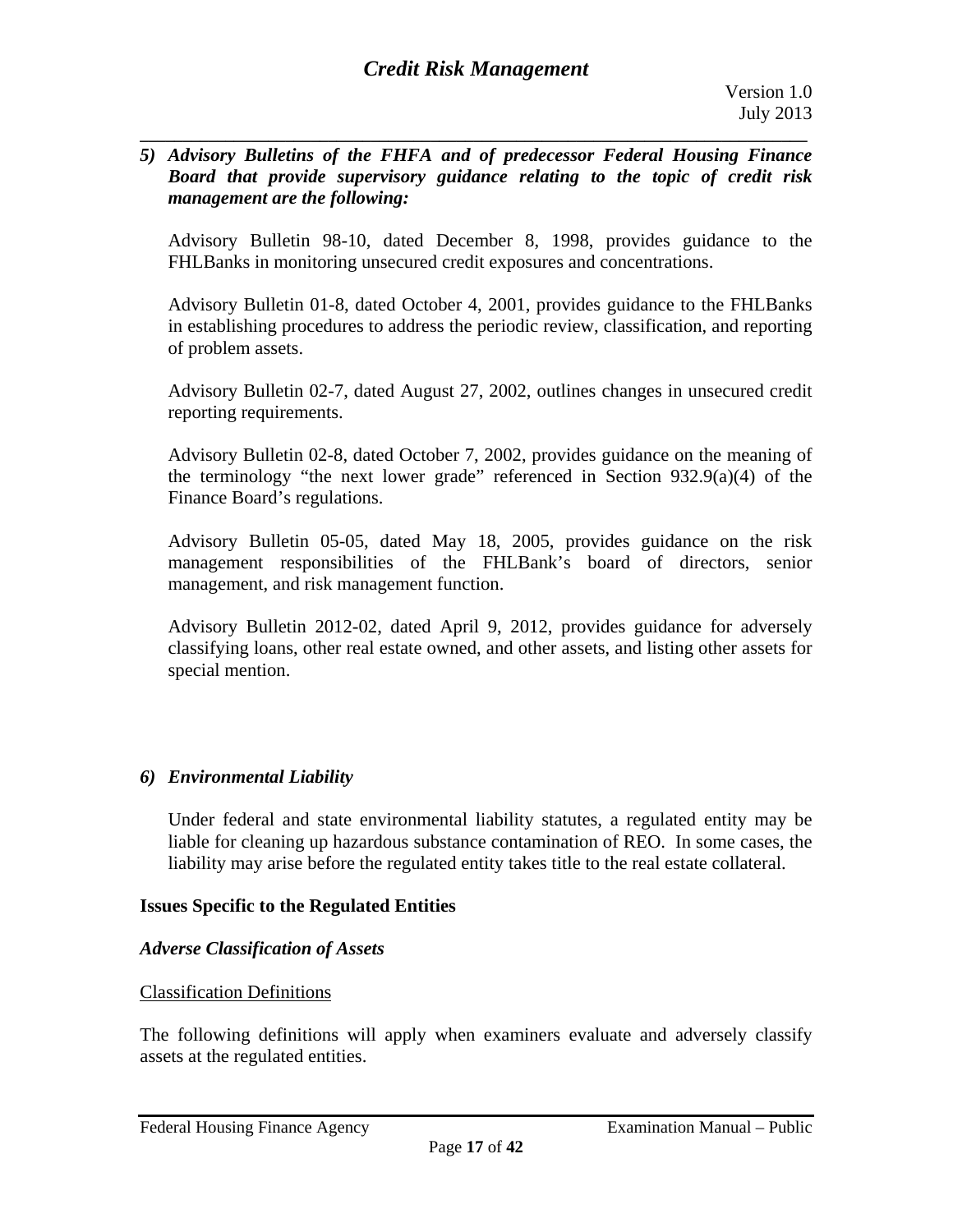*5) Advisory Bulletins of the FHFA and of predecessor Federal Housing Finance Board that provide supervisory guidance relating to the topic of credit risk management are the following:*

Advisory Bulletin 98-10, dated December 8, 1998, provides guidance to the FHLBanks in monitoring unsecured credit exposures and concentrations.

Advisory Bulletin 01-8, dated October 4, 2001, provides guidance to the FHLBanks in establishing procedures to address the periodic review, classification, and reporting of problem assets.

Advisory Bulletin 02-7, dated August 27, 2002, outlines changes in unsecured credit reporting requirements.

Advisory Bulletin 02-8, dated October 7, 2002, provides guidance on the meaning of the terminology "the next lower grade" referenced in Section 932.9(a)(4) of the Finance Board's regulations.

Advisory Bulletin 05-05, dated May 18, 2005, provides guidance on the risk management responsibilities of the FHLBank's board of directors, senior management, and risk management function.

Advisory Bulletin 2012-02, dated April 9, 2012, provides guidance for adversely classifying loans, other real estate owned, and other assets, and listing other assets for special mention.

*6) Environmental Liability*

Under federal and state environmental liability statutes, a regulated entity may be liable for cleaning up hazardous substance contamination of REO. In some cases, the liability may arise before the regulated entity takes title to the real estate collateral.

**Issues Specific to the Regulated Entities**

***Adverse Classification of Assets***

<u>Classification Definitions</u>

The following definitions will apply when examiners evaluate and adversely classify assets at the regulated entities.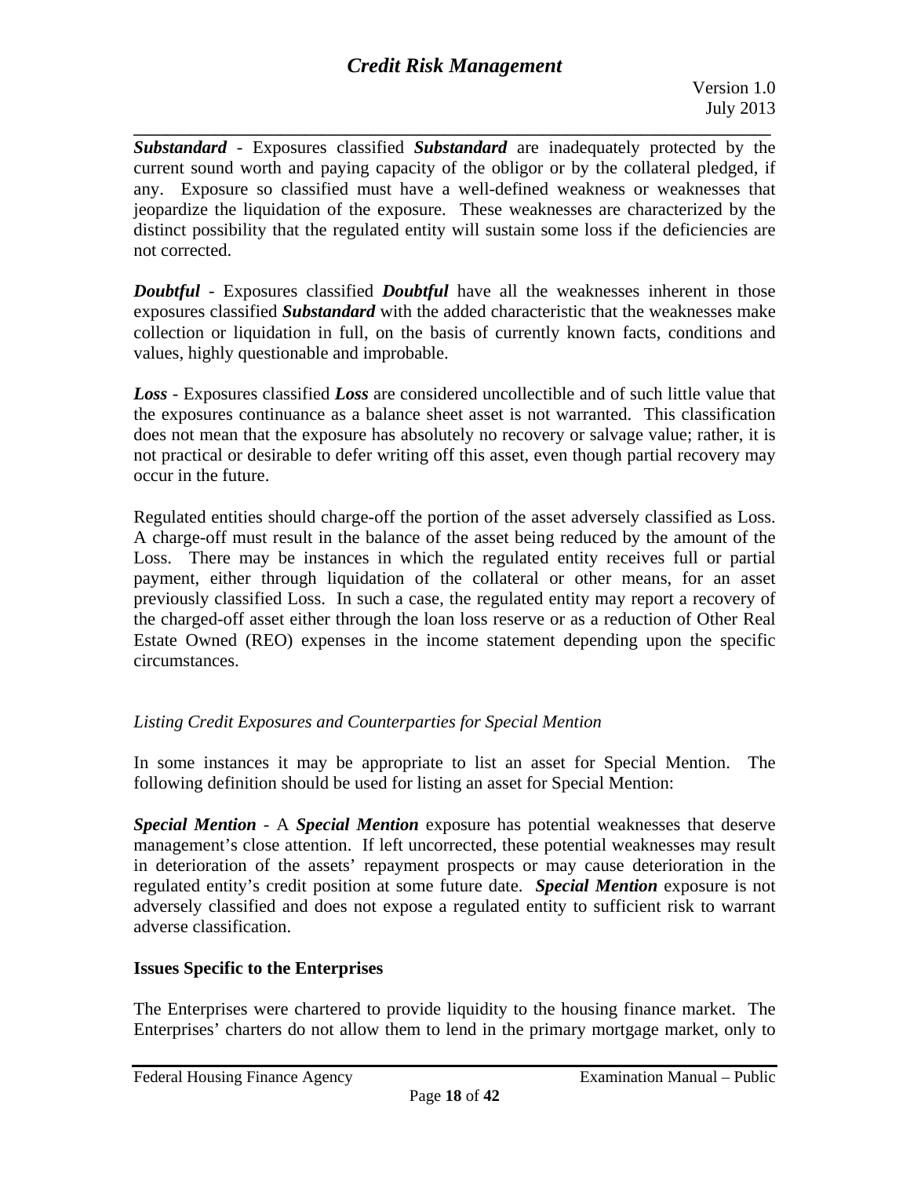***Substandard*** - Exposures classified ***Substandard*** are inadequately protected by the current sound worth and paying capacity of the obligor or by the collateral pledged, if any. Exposure so classified must have a well-defined weakness or weaknesses that jeopardize the liquidation of the exposure. These weaknesses are characterized by the distinct possibility that the regulated entity will sustain some loss if the deficiencies are not corrected.

***Doubtful*** - Exposures classified ***Doubtful*** have all the weaknesses inherent in those exposures classified ***Substandard*** with the added characteristic that the weaknesses make collection or liquidation in full, on the basis of currently known facts, conditions and values, highly questionable and improbable.

***Loss*** - Exposures classified ***Loss*** are considered uncollectible and of such little value that the exposures continuance as a balance sheet asset is not warranted. This classification does not mean that the exposure has absolutely no recovery or salvage value; rather, it is not practical or desirable to defer writing off this asset, even though partial recovery may occur in the future.

Regulated entities should charge-off the portion of the asset adversely classified as Loss. A charge-off must result in the balance of the asset being reduced by the amount of the Loss. There may be instances in which the regulated entity receives full or partial payment, either through liquidation of the collateral or other means, for an asset previously classified Loss. In such a case, the regulated entity may report a recovery of the charged-off asset either through the loan loss reserve or as a reduction of Other Real Estate Owned (REO) expenses in the income statement depending upon the specific circumstances.

*Listing Credit Exposures and Counterparties for Special Mention*

In some instances it may be appropriate to list an asset for Special Mention. The following definition should be used for listing an asset for Special Mention:

***Special Mention*** - A ***Special Mention*** exposure has potential weaknesses that deserve management's close attention. If left uncorrected, these potential weaknesses may result in deterioration of the assets' repayment prospects or may cause deterioration in the regulated entity's credit position at some future date. ***Special Mention*** exposure is not adversely classified and does not expose a regulated entity to sufficient risk to warrant adverse classification.

**Issues Specific to the Enterprises**

The Enterprises were chartered to provide liquidity to the housing finance market. The Enterprises' charters do not allow them to lend in the primary mortgage market, only to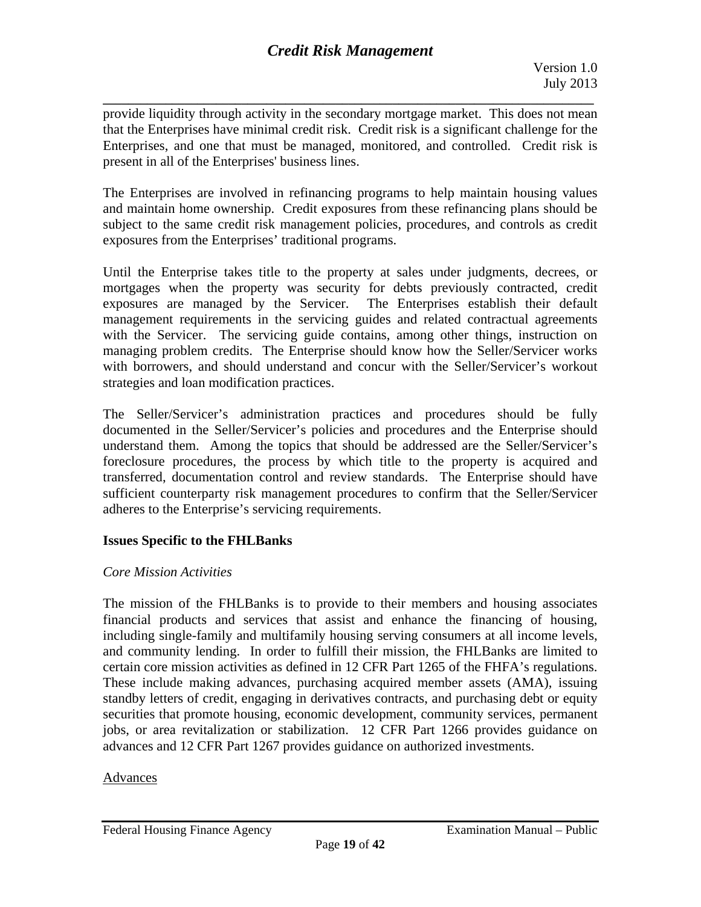provide liquidity through activity in the secondary mortgage market. This does not mean that the Enterprises have minimal credit risk. Credit risk is a significant challenge for the Enterprises, and one that must be managed, monitored, and controlled. Credit risk is present in all of the Enterprises' business lines.

The Enterprises are involved in refinancing programs to help maintain housing values and maintain home ownership. Credit exposures from these refinancing plans should be subject to the same credit risk management policies, procedures, and controls as credit exposures from the Enterprises' traditional programs.

Until the Enterprise takes title to the property at sales under judgments, decrees, or mortgages when the property was security for debts previously contracted, credit exposures are managed by the Servicer. The Enterprises establish their default management requirements in the servicing guides and related contractual agreements with the Servicer. The servicing guide contains, among other things, instruction on managing problem credits. The Enterprise should know how the Seller/Servicer works with borrowers, and should understand and concur with the Seller/Servicer's workout strategies and loan modification practices.

The Seller/Servicer's administration practices and procedures should be fully documented in the Seller/Servicer's policies and procedures and the Enterprise should understand them. Among the topics that should be addressed are the Seller/Servicer's foreclosure procedures, the process by which title to the property is acquired and transferred, documentation control and review standards. The Enterprise should have sufficient counterparty risk management procedures to confirm that the Seller/Servicer adheres to the Enterprise's servicing requirements.

**Issues Specific to the FHLBanks**

*Core Mission Activities*

The mission of the FHLBanks is to provide to their members and housing associates financial products and services that assist and enhance the financing of housing, including single-family and multifamily housing serving consumers at all income levels, and community lending. In order to fulfill their mission, the FHLBanks are limited to certain core mission activities as defined in 12 CFR Part 1265 of the FHFA's regulations. These include making advances, purchasing acquired member assets (AMA), issuing standby letters of credit, engaging in derivatives contracts, and purchasing debt or equity securities that promote housing, economic development, community services, permanent jobs, or area revitalization or stabilization. 12 CFR Part 1266 provides guidance on advances and 12 CFR Part 1267 provides guidance on authorized investments.

<u>Advances</u>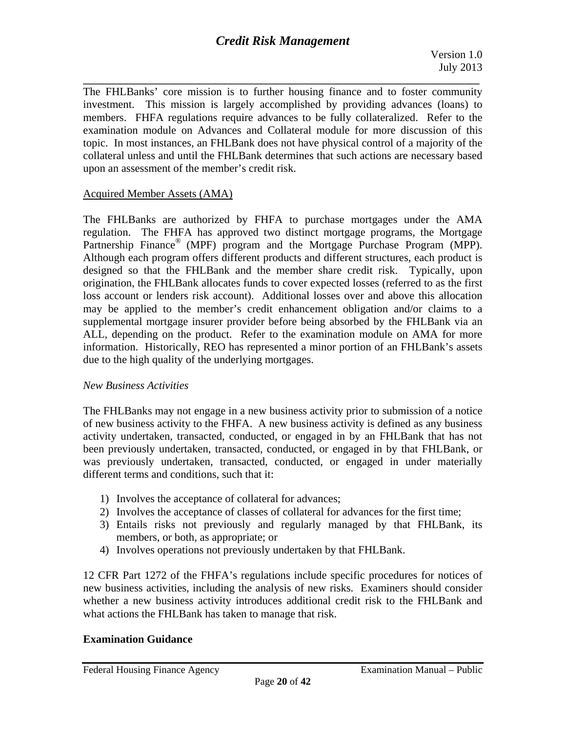The FHLBanks' core mission is to further housing finance and to foster community investment. This mission is largely accomplished by providing advances (loans) to members. FHFA regulations require advances to be fully collateralized. Refer to the examination module on Advances and Collateral module for more discussion of this topic. In most instances, an FHLBank does not have physical control of a majority of the collateral unless and until the FHLBank determines that such actions are necessary based upon an assessment of the member's credit risk.

Acquired Member Assets (AMA)

The FHLBanks are authorized by FHFA to purchase mortgages under the AMA regulation. The FHFA has approved two distinct mortgage programs, the Mortgage Partnership Finance® (MPF) program and the Mortgage Purchase Program (MPP). Although each program offers different products and different structures, each product is designed so that the FHLBank and the member share credit risk. Typically, upon origination, the FHLBank allocates funds to cover expected losses (referred to as the first loss account or lenders risk account). Additional losses over and above this allocation may be applied to the member's credit enhancement obligation and/or claims to a supplemental mortgage insurer provider before being absorbed by the FHLBank via an ALL, depending on the product. Refer to the examination module on AMA for more information. Historically, REO has represented a minor portion of an FHLBank's assets due to the high quality of the underlying mortgages.

*New Business Activities*

The FHLBanks may not engage in a new business activity prior to submission of a notice of new business activity to the FHFA. A new business activity is defined as any business activity undertaken, transacted, conducted, or engaged in by an FHLBank that has not been previously undertaken, transacted, conducted, or engaged in by that FHLBank, or was previously undertaken, transacted, conducted, or engaged in under materially different terms and conditions, such that it:

1) Involves the acceptance of collateral for advances;
2) Involves the acceptance of classes of collateral for advances for the first time;
3) Entails risks not previously and regularly managed by that FHLBank, its members, or both, as appropriate; or
4) Involves operations not previously undertaken by that FHLBank.

12 CFR Part 1272 of the FHFA's regulations include specific procedures for notices of new business activities, including the analysis of new risks. Examiners should consider whether a new business activity introduces additional credit risk to the FHLBank and what actions the FHLBank has taken to manage that risk.

**Examination Guidance**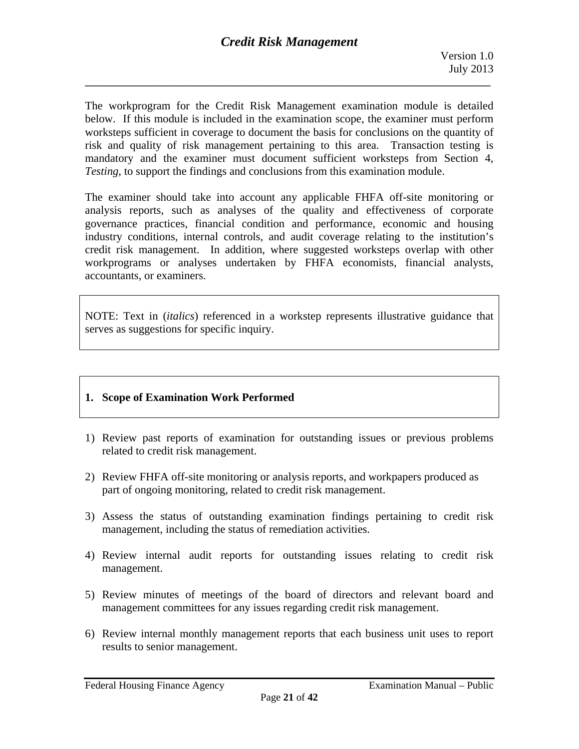The workprogram for the Credit Risk Management examination module is detailed below. If this module is included in the examination scope, the examiner must perform worksteps sufficient in coverage to document the basis for conclusions on the quantity of risk and quality of risk management pertaining to this area. Transaction testing is mandatory and the examiner must document sufficient worksteps from Section 4, *Testing*, to support the findings and conclusions from this examination module.

The examiner should take into account any applicable FHFA off-site monitoring or analysis reports, such as analyses of the quality and effectiveness of corporate governance practices, financial condition and performance, economic and housing industry conditions, internal controls, and audit coverage relating to the institution's credit risk management. In addition, where suggested worksteps overlap with other workprograms or analyses undertaken by FHFA economists, financial analysts, accountants, or examiners.

NOTE: Text in (*italics*) referenced in a workstep represents illustrative guidance that serves as suggestions for specific inquiry.

## 1. Scope of Examination Work Performed

1) Review past reports of examination for outstanding issues or previous problems related to credit risk management.

2) Review FHFA off-site monitoring or analysis reports, and workpapers produced as part of ongoing monitoring, related to credit risk management.

3) Assess the status of outstanding examination findings pertaining to credit risk management, including the status of remediation activities.

4) Review internal audit reports for outstanding issues relating to credit risk management.

5) Review minutes of meetings of the board of directors and relevant board and management committees for any issues regarding credit risk management.

6) Review internal monthly management reports that each business unit uses to report results to senior management.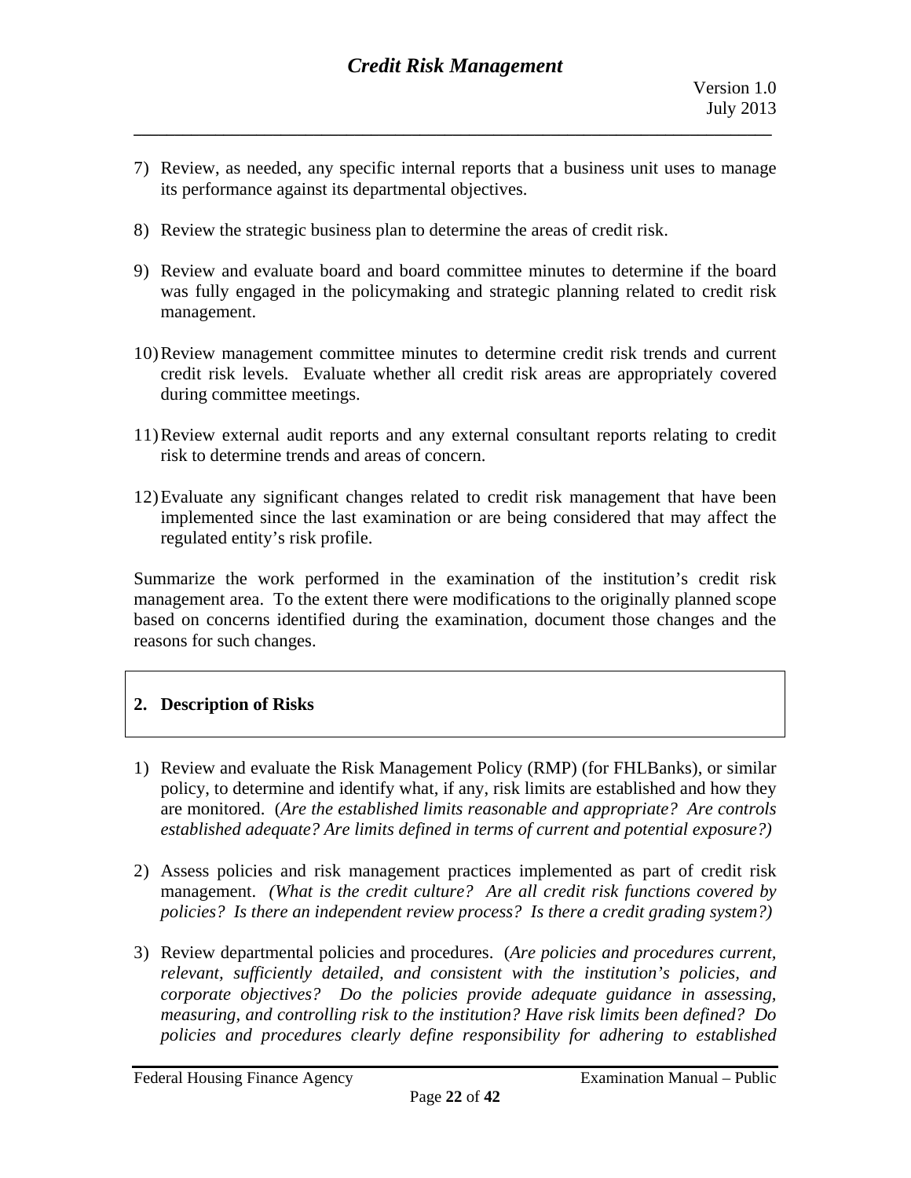7) Review, as needed, any specific internal reports that a business unit uses to manage its performance against its departmental objectives.

8) Review the strategic business plan to determine the areas of credit risk.

9) Review and evaluate board and board committee minutes to determine if the board was fully engaged in the policymaking and strategic planning related to credit risk management.

10) Review management committee minutes to determine credit risk trends and current credit risk levels. Evaluate whether all credit risk areas are appropriately covered during committee meetings.

11) Review external audit reports and any external consultant reports relating to credit risk to determine trends and areas of concern.

12) Evaluate any significant changes related to credit risk management that have been implemented since the last examination or are being considered that may affect the regulated entity's risk profile.

Summarize the work performed in the examination of the institution's credit risk management area. To the extent there were modifications to the originally planned scope based on concerns identified during the examination, document those changes and the reasons for such changes.

## 2. Description of Risks

1) Review and evaluate the Risk Management Policy (RMP) (for FHLBanks), or similar policy, to determine and identify what, if any, risk limits are established and how they are monitored. (*Are the established limits reasonable and appropriate? Are controls established adequate? Are limits defined in terms of current and potential exposure?)*

2) Assess policies and risk management practices implemented as part of credit risk management. *(What is the credit culture? Are all credit risk functions covered by policies? Is there an independent review process? Is there a credit grading system?)*

3) Review departmental policies and procedures. (*Are policies and procedures current, relevant, sufficiently detailed, and consistent with the institution's policies, and corporate objectives? Do the policies provide adequate guidance in assessing, measuring, and controlling risk to the institution? Have risk limits been defined? Do policies and procedures clearly define responsibility for adhering to established*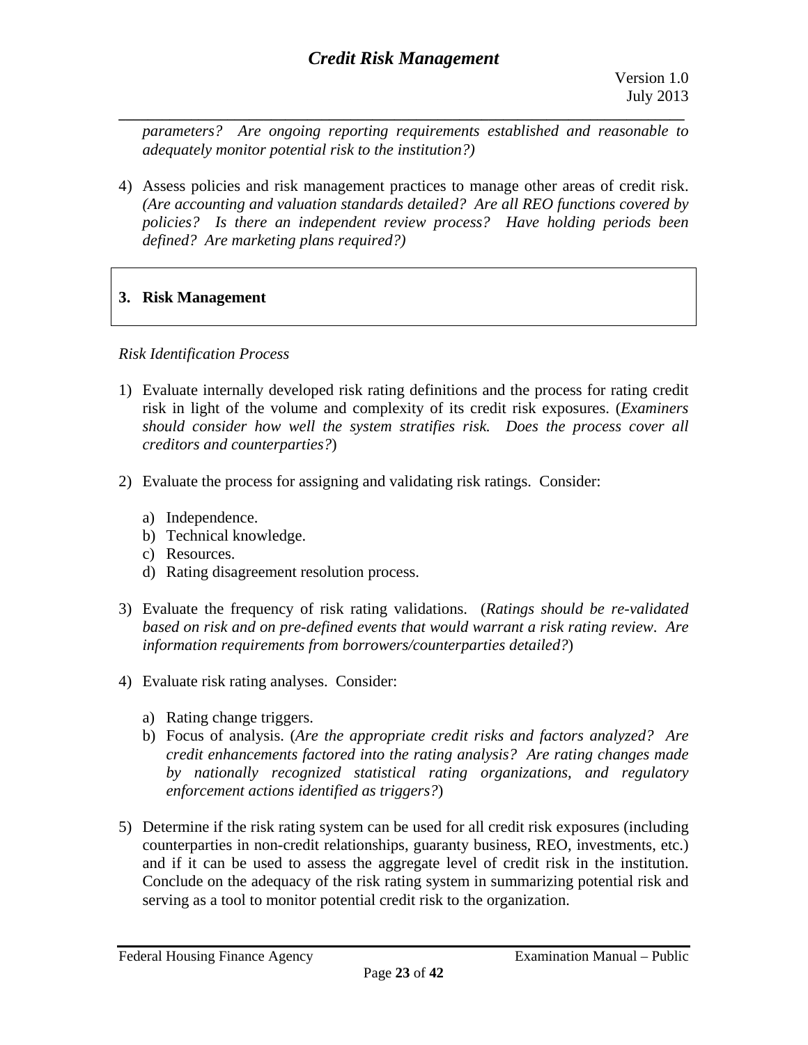*parameters? Are ongoing reporting requirements established and reasonable to adequately monitor potential risk to the institution?)*

4) Assess policies and risk management practices to manage other areas of credit risk. *(Are accounting and valuation standards detailed? Are all REO functions covered by policies? Is there an independent review process? Have holding periods been defined? Are marketing plans required?)*

## 3. Risk Management

*Risk Identification Process*

1) Evaluate internally developed risk rating definitions and the process for rating credit risk in light of the volume and complexity of its credit risk exposures. (*Examiners should consider how well the system stratifies risk. Does the process cover all creditors and counterparties?*)

2) Evaluate the process for assigning and validating risk ratings. Consider:

   a) Independence.
   b) Technical knowledge.
   c) Resources.
   d) Rating disagreement resolution process.

3) Evaluate the frequency of risk rating validations. (*Ratings should be re-validated based on risk and on pre-defined events that would warrant a risk rating review. Are information requirements from borrowers/counterparties detailed?*)

4) Evaluate risk rating analyses. Consider:

   a) Rating change triggers.
   b) Focus of analysis. (*Are the appropriate credit risks and factors analyzed? Are credit enhancements factored into the rating analysis? Are rating changes made by nationally recognized statistical rating organizations, and regulatory enforcement actions identified as triggers?*)

5) Determine if the risk rating system can be used for all credit risk exposures (including counterparties in non-credit relationships, guaranty business, REO, investments, etc.) and if it can be used to assess the aggregate level of credit risk in the institution. Conclude on the adequacy of the risk rating system in summarizing potential risk and serving as a tool to monitor potential credit risk to the organization.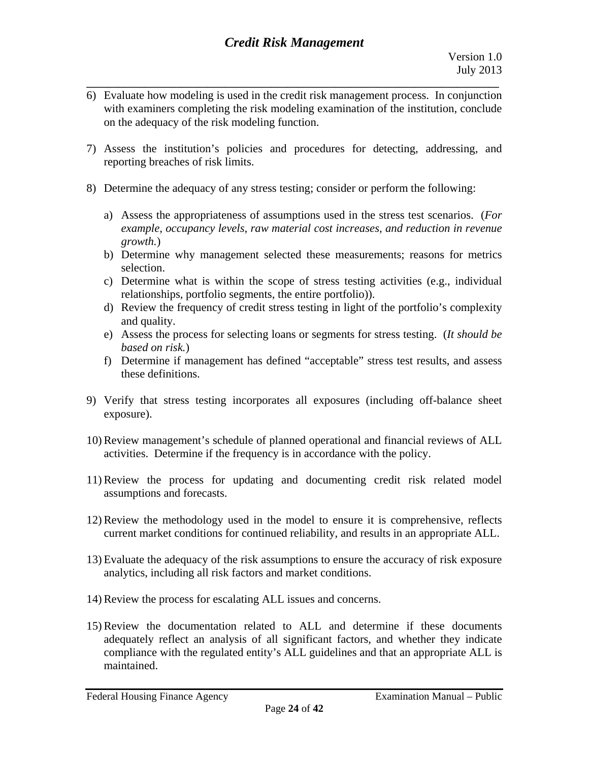6) Evaluate how modeling is used in the credit risk management process. In conjunction with examiners completing the risk modeling examination of the institution, conclude on the adequacy of the risk modeling function.

7) Assess the institution's policies and procedures for detecting, addressing, and reporting breaches of risk limits.

8) Determine the adequacy of any stress testing; consider or perform the following:

   a) Assess the appropriateness of assumptions used in the stress test scenarios. (*For example, occupancy levels, raw material cost increases, and reduction in revenue growth.*)
   b) Determine why management selected these measurements; reasons for metrics selection.
   c) Determine what is within the scope of stress testing activities (e.g., individual relationships, portfolio segments, the entire portfolio)).
   d) Review the frequency of credit stress testing in light of the portfolio's complexity and quality.
   e) Assess the process for selecting loans or segments for stress testing. (*It should be based on risk.*)
   f) Determine if management has defined "acceptable" stress test results, and assess these definitions.

9) Verify that stress testing incorporates all exposures (including off-balance sheet exposure).

10) Review management's schedule of planned operational and financial reviews of ALL activities. Determine if the frequency is in accordance with the policy.

11) Review the process for updating and documenting credit risk related model assumptions and forecasts.

12) Review the methodology used in the model to ensure it is comprehensive, reflects current market conditions for continued reliability, and results in an appropriate ALL.

13) Evaluate the adequacy of the risk assumptions to ensure the accuracy of risk exposure analytics, including all risk factors and market conditions.

14) Review the process for escalating ALL issues and concerns.

15) Review the documentation related to ALL and determine if these documents adequately reflect an analysis of all significant factors, and whether they indicate compliance with the regulated entity's ALL guidelines and that an appropriate ALL is maintained.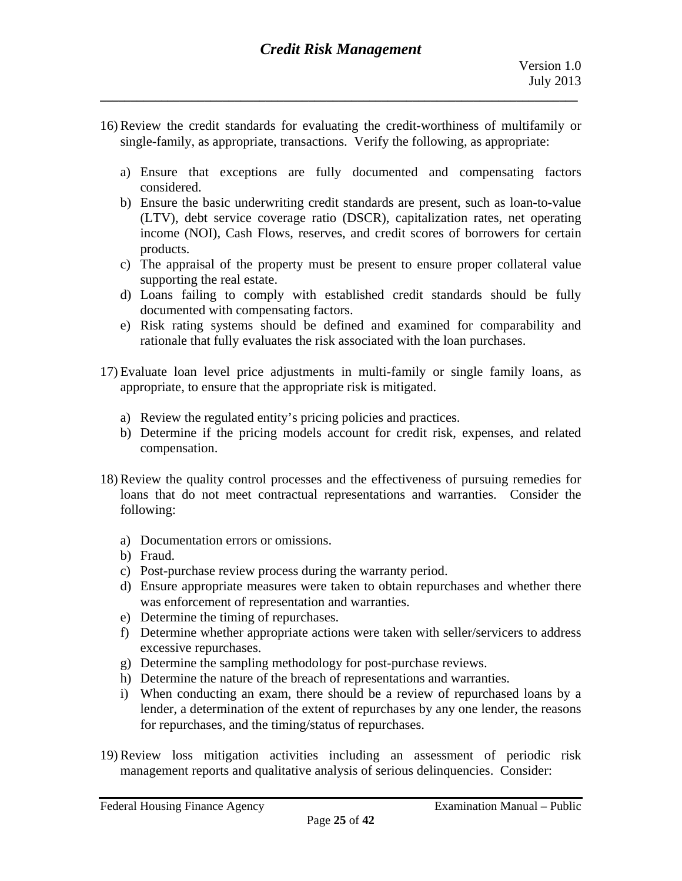16) Review the credit standards for evaluating the credit-worthiness of multifamily or single-family, as appropriate, transactions. Verify the following, as appropriate:

   a) Ensure that exceptions are fully documented and compensating factors considered.
   b) Ensure the basic underwriting credit standards are present, such as loan-to-value (LTV), debt service coverage ratio (DSCR), capitalization rates, net operating income (NOI), Cash Flows, reserves, and credit scores of borrowers for certain products.
   c) The appraisal of the property must be present to ensure proper collateral value supporting the real estate.
   d) Loans failing to comply with established credit standards should be fully documented with compensating factors.
   e) Risk rating systems should be defined and examined for comparability and rationale that fully evaluates the risk associated with the loan purchases.

17) Evaluate loan level price adjustments in multi-family or single family loans, as appropriate, to ensure that the appropriate risk is mitigated.

   a) Review the regulated entity's pricing policies and practices.
   b) Determine if the pricing models account for credit risk, expenses, and related compensation.

18) Review the quality control processes and the effectiveness of pursuing remedies for loans that do not meet contractual representations and warranties. Consider the following:

   a) Documentation errors or omissions.
   b) Fraud.
   c) Post-purchase review process during the warranty period.
   d) Ensure appropriate measures were taken to obtain repurchases and whether there was enforcement of representation and warranties.
   e) Determine the timing of repurchases.
   f) Determine whether appropriate actions were taken with seller/servicers to address excessive repurchases.
   g) Determine the sampling methodology for post-purchase reviews.
   h) Determine the nature of the breach of representations and warranties.
   i) When conducting an exam, there should be a review of repurchased loans by a lender, a determination of the extent of repurchases by any one lender, the reasons for repurchases, and the timing/status of repurchases.

19) Review loss mitigation activities including an assessment of periodic risk management reports and qualitative analysis of serious delinquencies. Consider: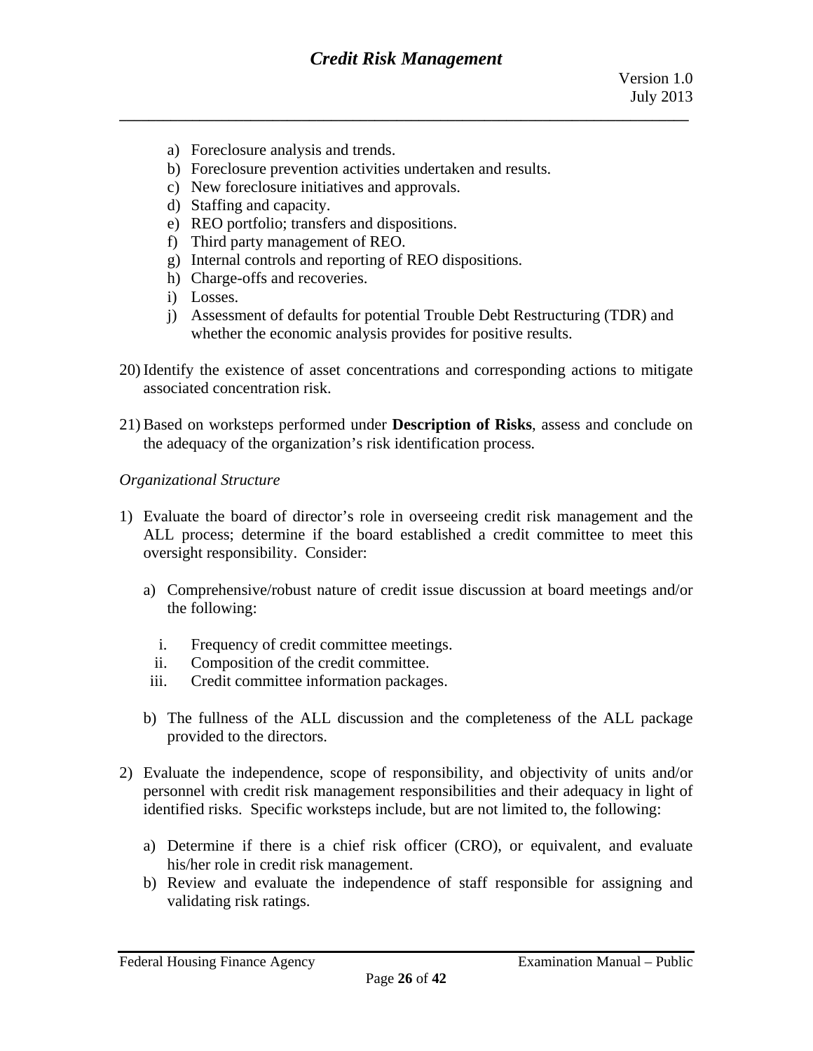a) Foreclosure analysis and trends.
b) Foreclosure prevention activities undertaken and results.
c) New foreclosure initiatives and approvals.
d) Staffing and capacity.
e) REO portfolio; transfers and dispositions.
f) Third party management of REO.
g) Internal controls and reporting of REO dispositions.
h) Charge-offs and recoveries.
i) Losses.
j) Assessment of defaults for potential Trouble Debt Restructuring (TDR) and whether the economic analysis provides for positive results.

20) Identify the existence of asset concentrations and corresponding actions to mitigate associated concentration risk.

21) Based on worksteps performed under **Description of Risks**, assess and conclude on the adequacy of the organization's risk identification process.

*Organizational Structure*

1) Evaluate the board of director's role in overseeing credit risk management and the ALL process; determine if the board established a credit committee to meet this oversight responsibility. Consider:

   a) Comprehensive/robust nature of credit issue discussion at board meetings and/or the following:

      i. Frequency of credit committee meetings.
      ii. Composition of the credit committee.
      iii. Credit committee information packages.

   b) The fullness of the ALL discussion and the completeness of the ALL package provided to the directors.

2) Evaluate the independence, scope of responsibility, and objectivity of units and/or personnel with credit risk management responsibilities and their adequacy in light of identified risks. Specific worksteps include, but are not limited to, the following:

   a) Determine if there is a chief risk officer (CRO), or equivalent, and evaluate his/her role in credit risk management.
   b) Review and evaluate the independence of staff responsible for assigning and validating risk ratings.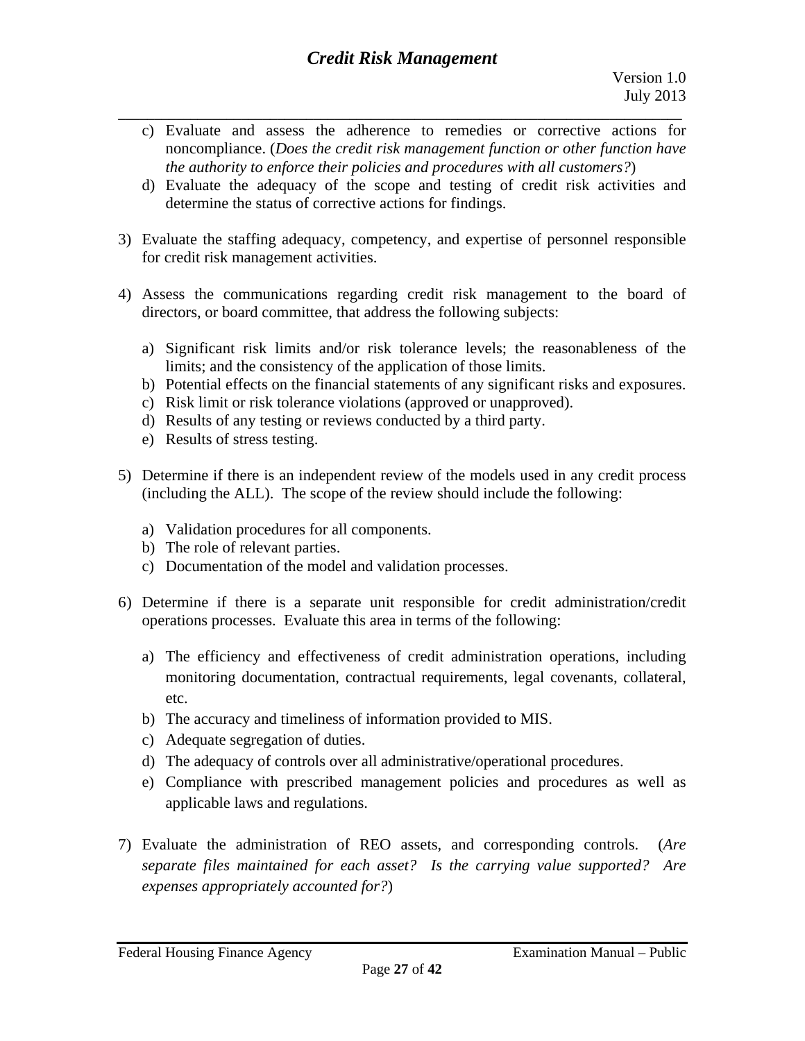c) Evaluate and assess the adherence to remedies or corrective actions for noncompliance. (*Does the credit risk management function or other function have the authority to enforce their policies and procedures with all customers?*)
d) Evaluate the adequacy of the scope and testing of credit risk activities and determine the status of corrective actions for findings.

3) Evaluate the staffing adequacy, competency, and expertise of personnel responsible for credit risk management activities.

4) Assess the communications regarding credit risk management to the board of directors, or board committee, that address the following subjects:

   a) Significant risk limits and/or risk tolerance levels; the reasonableness of the limits; and the consistency of the application of those limits.
   b) Potential effects on the financial statements of any significant risks and exposures.
   c) Risk limit or risk tolerance violations (approved or unapproved).
   d) Results of any testing or reviews conducted by a third party.
   e) Results of stress testing.

5) Determine if there is an independent review of the models used in any credit process (including the ALL). The scope of the review should include the following:

   a) Validation procedures for all components.
   b) The role of relevant parties.
   c) Documentation of the model and validation processes.

6) Determine if there is a separate unit responsible for credit administration/credit operations processes. Evaluate this area in terms of the following:

   a) The efficiency and effectiveness of credit administration operations, including monitoring documentation, contractual requirements, legal covenants, collateral, etc.
   b) The accuracy and timeliness of information provided to MIS.
   c) Adequate segregation of duties.
   d) The adequacy of controls over all administrative/operational procedures.
   e) Compliance with prescribed management policies and procedures as well as applicable laws and regulations.

7) Evaluate the administration of REO assets, and corresponding controls. (*Are separate files maintained for each asset? Is the carrying value supported? Are expenses appropriately accounted for?*)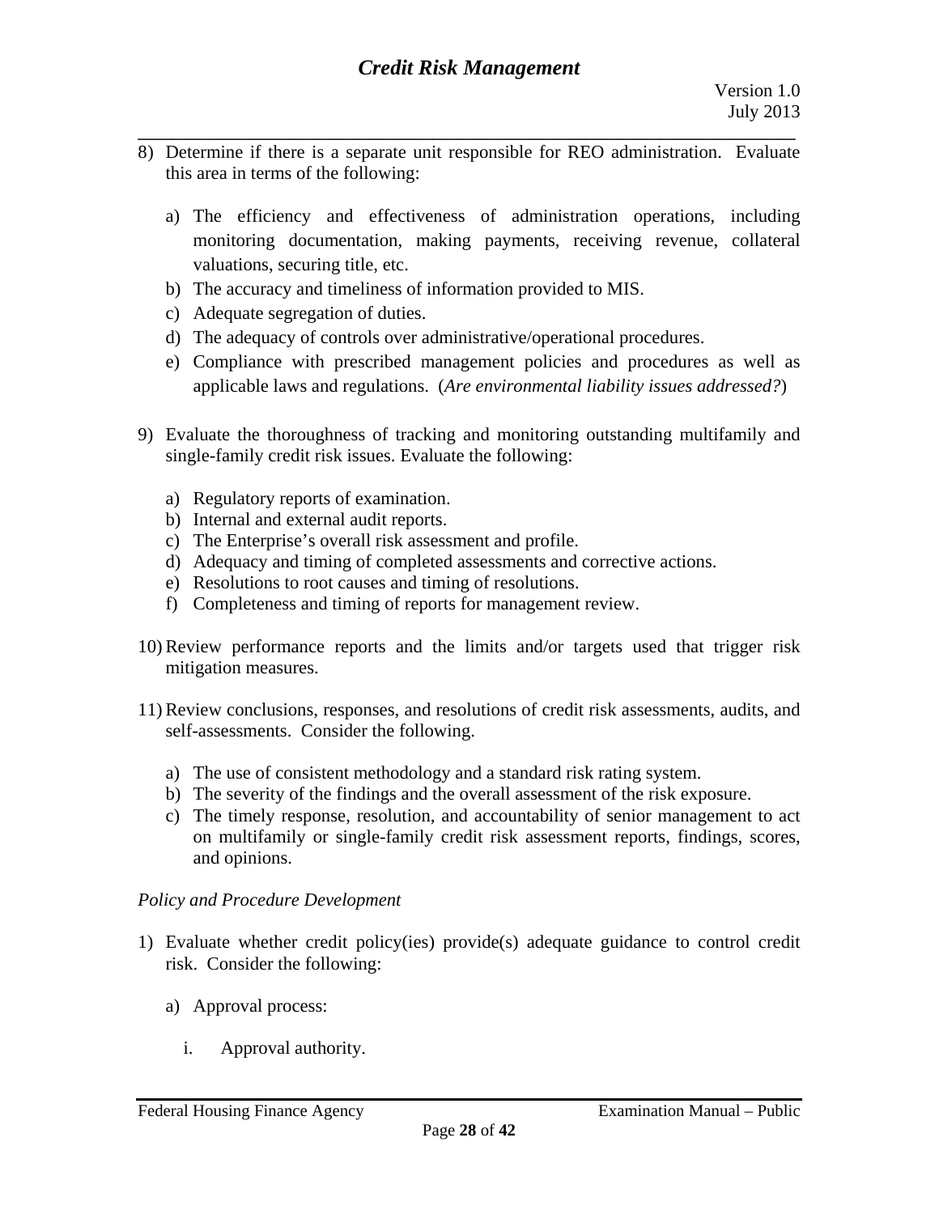8) Determine if there is a separate unit responsible for REO administration. Evaluate this area in terms of the following:

   a) The efficiency and effectiveness of administration operations, including monitoring documentation, making payments, receiving revenue, collateral valuations, securing title, etc.
   b) The accuracy and timeliness of information provided to MIS.
   c) Adequate segregation of duties.
   d) The adequacy of controls over administrative/operational procedures.
   e) Compliance with prescribed management policies and procedures as well as applicable laws and regulations. (*Are environmental liability issues addressed?*)

9) Evaluate the thoroughness of tracking and monitoring outstanding multifamily and single-family credit risk issues. Evaluate the following:

   a) Regulatory reports of examination.
   b) Internal and external audit reports.
   c) The Enterprise's overall risk assessment and profile.
   d) Adequacy and timing of completed assessments and corrective actions.
   e) Resolutions to root causes and timing of resolutions.
   f) Completeness and timing of reports for management review.

10) Review performance reports and the limits and/or targets used that trigger risk mitigation measures.

11) Review conclusions, responses, and resolutions of credit risk assessments, audits, and self-assessments. Consider the following.

   a) The use of consistent methodology and a standard risk rating system.
   b) The severity of the findings and the overall assessment of the risk exposure.
   c) The timely response, resolution, and accountability of senior management to act on multifamily or single-family credit risk assessment reports, findings, scores, and opinions.

*Policy and Procedure Development*

1) Evaluate whether credit policy(ies) provide(s) adequate guidance to control credit risk. Consider the following:

   a) Approval process:

      i. Approval authority.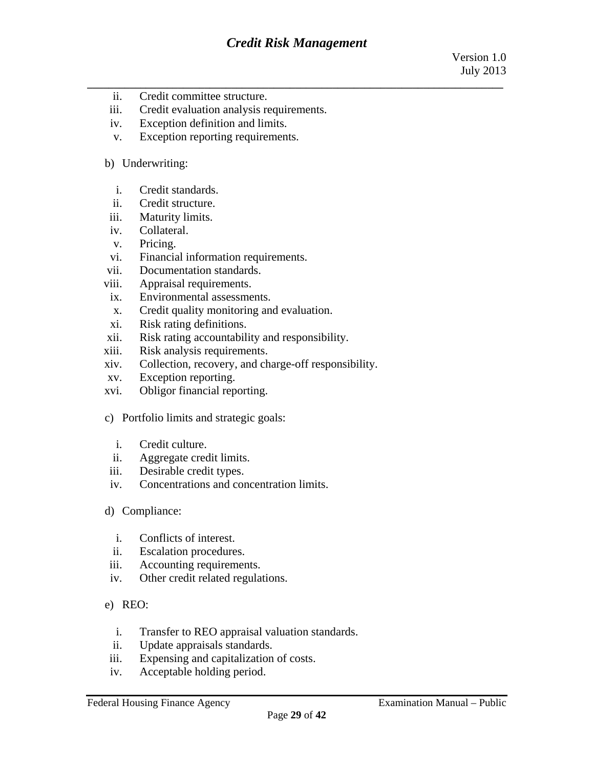ii. Credit committee structure.
iii. Credit evaluation analysis requirements.
iv. Exception definition and limits.
v. Exception reporting requirements.

b) Underwriting:

i. Credit standards.
ii. Credit structure.
iii. Maturity limits.
iv. Collateral.
v. Pricing.
vi. Financial information requirements.
vii. Documentation standards.
viii. Appraisal requirements.
ix. Environmental assessments.
x. Credit quality monitoring and evaluation.
xi. Risk rating definitions.
xii. Risk rating accountability and responsibility.
xiii. Risk analysis requirements.
xiv. Collection, recovery, and charge-off responsibility.
xv. Exception reporting.
xvi. Obligor financial reporting.

c) Portfolio limits and strategic goals:

i. Credit culture.
ii. Aggregate credit limits.
iii. Desirable credit types.
iv. Concentrations and concentration limits.

d) Compliance:

i. Conflicts of interest.
ii. Escalation procedures.
iii. Accounting requirements.
iv. Other credit related regulations.

e) REO:

i. Transfer to REO appraisal valuation standards.
ii. Update appraisals standards.
iii. Expensing and capitalization of costs.
iv. Acceptable holding period.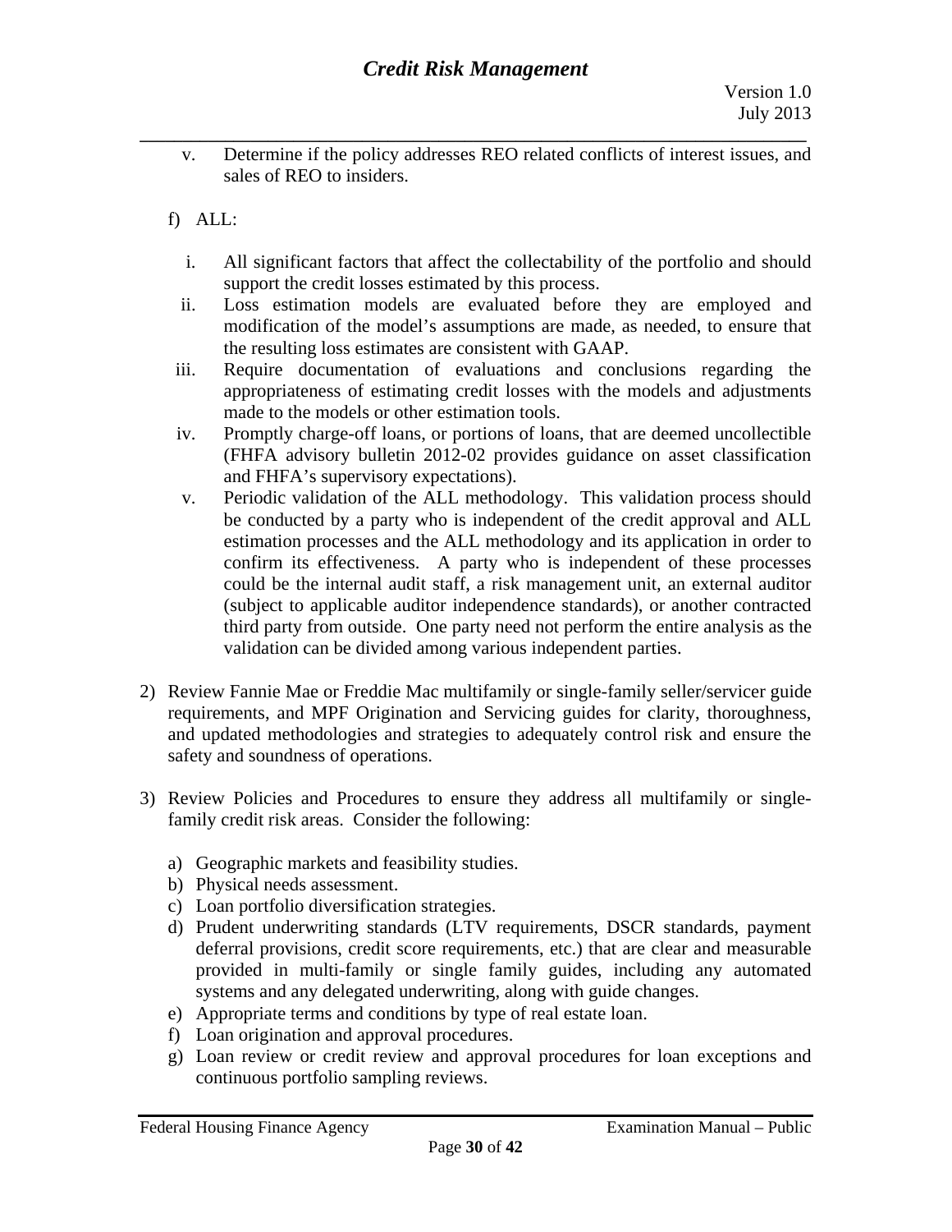v. Determine if the policy addresses REO related conflicts of interest issues, and sales of REO to insiders.

f) ALL:

i. All significant factors that affect the collectability of the portfolio and should support the credit losses estimated by this process.
ii. Loss estimation models are evaluated before they are employed and modification of the model's assumptions are made, as needed, to ensure that the resulting loss estimates are consistent with GAAP.
iii. Require documentation of evaluations and conclusions regarding the appropriateness of estimating credit losses with the models and adjustments made to the models or other estimation tools.
iv. Promptly charge-off loans, or portions of loans, that are deemed uncollectible (FHFA advisory bulletin 2012-02 provides guidance on asset classification and FHFA's supervisory expectations).
v. Periodic validation of the ALL methodology. This validation process should be conducted by a party who is independent of the credit approval and ALL estimation processes and the ALL methodology and its application in order to confirm its effectiveness. A party who is independent of these processes could be the internal audit staff, a risk management unit, an external auditor (subject to applicable auditor independence standards), or another contracted third party from outside. One party need not perform the entire analysis as the validation can be divided among various independent parties.

2) Review Fannie Mae or Freddie Mac multifamily or single-family seller/servicer guide requirements, and MPF Origination and Servicing guides for clarity, thoroughness, and updated methodologies and strategies to adequately control risk and ensure the safety and soundness of operations.

3) Review Policies and Procedures to ensure they address all multifamily or single-family credit risk areas. Consider the following:

   a) Geographic markets and feasibility studies.
   b) Physical needs assessment.
   c) Loan portfolio diversification strategies.
   d) Prudent underwriting standards (LTV requirements, DSCR standards, payment deferral provisions, credit score requirements, etc.) that are clear and measurable provided in multi-family or single family guides, including any automated systems and any delegated underwriting, along with guide changes.
   e) Appropriate terms and conditions by type of real estate loan.
   f) Loan origination and approval procedures.
   g) Loan review or credit review and approval procedures for loan exceptions and continuous portfolio sampling reviews.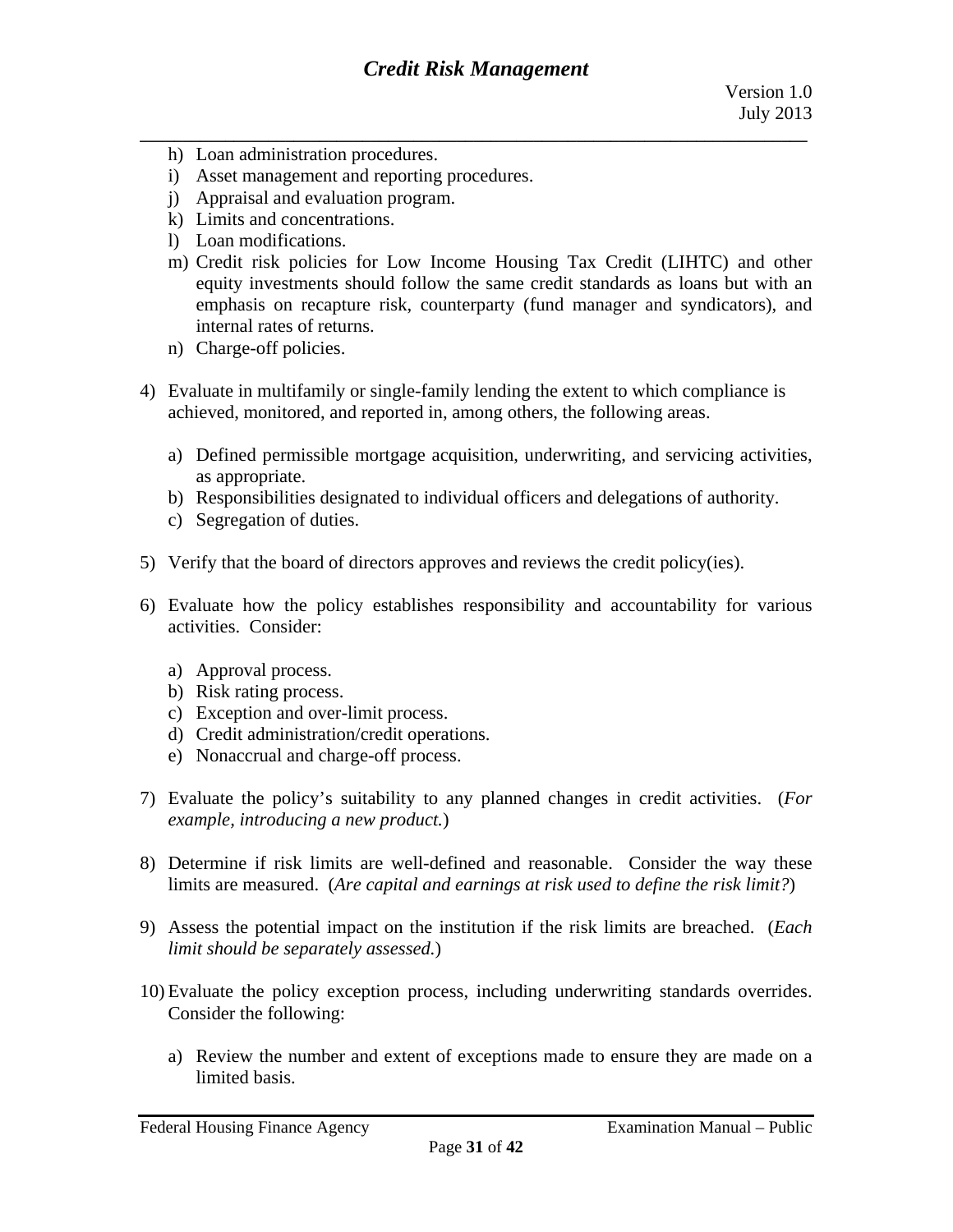h) Loan administration procedures.
i) Asset management and reporting procedures.
j) Appraisal and evaluation program.
k) Limits and concentrations.
l) Loan modifications.
m) Credit risk policies for Low Income Housing Tax Credit (LIHTC) and other equity investments should follow the same credit standards as loans but with an emphasis on recapture risk, counterparty (fund manager and syndicators), and internal rates of returns.
n) Charge-off policies.

4) Evaluate in multifamily or single-family lending the extent to which compliance is achieved, monitored, and reported in, among others, the following areas.

   a) Defined permissible mortgage acquisition, underwriting, and servicing activities, as appropriate.
   b) Responsibilities designated to individual officers and delegations of authority.
   c) Segregation of duties.

5) Verify that the board of directors approves and reviews the credit policy(ies).

6) Evaluate how the policy establishes responsibility and accountability for various activities. Consider:

   a) Approval process.
   b) Risk rating process.
   c) Exception and over-limit process.
   d) Credit administration/credit operations.
   e) Nonaccrual and charge-off process.

7) Evaluate the policy's suitability to any planned changes in credit activities. (*For example, introducing a new product.*)

8) Determine if risk limits are well-defined and reasonable. Consider the way these limits are measured. (*Are capital and earnings at risk used to define the risk limit?*)

9) Assess the potential impact on the institution if the risk limits are breached. (*Each limit should be separately assessed.*)

10) Evaluate the policy exception process, including underwriting standards overrides. Consider the following:

    a) Review the number and extent of exceptions made to ensure they are made on a limited basis.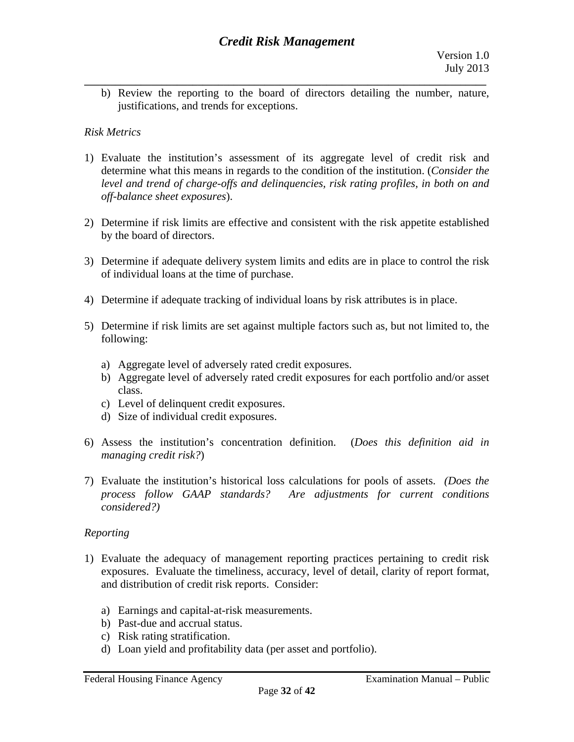b) Review the reporting to the board of directors detailing the number, nature, justifications, and trends for exceptions.

*Risk Metrics*

1) Evaluate the institution's assessment of its aggregate level of credit risk and determine what this means in regards to the condition of the institution. (*Consider the level and trend of charge-offs and delinquencies, risk rating profiles, in both on and off-balance sheet exposures*).

2) Determine if risk limits are effective and consistent with the risk appetite established by the board of directors.

3) Determine if adequate delivery system limits and edits are in place to control the risk of individual loans at the time of purchase.

4) Determine if adequate tracking of individual loans by risk attributes is in place.

5) Determine if risk limits are set against multiple factors such as, but not limited to, the following:

   a) Aggregate level of adversely rated credit exposures.
   b) Aggregate level of adversely rated credit exposures for each portfolio and/or asset class.
   c) Level of delinquent credit exposures.
   d) Size of individual credit exposures.

6) Assess the institution's concentration definition. (*Does this definition aid in managing credit risk?*)

7) Evaluate the institution's historical loss calculations for pools of assets. *(Does the process follow GAAP standards? Are adjustments for current conditions considered?)*

*Reporting*

1) Evaluate the adequacy of management reporting practices pertaining to credit risk exposures. Evaluate the timeliness, accuracy, level of detail, clarity of report format, and distribution of credit risk reports. Consider:

   a) Earnings and capital-at-risk measurements.
   b) Past-due and accrual status.
   c) Risk rating stratification.
   d) Loan yield and profitability data (per asset and portfolio).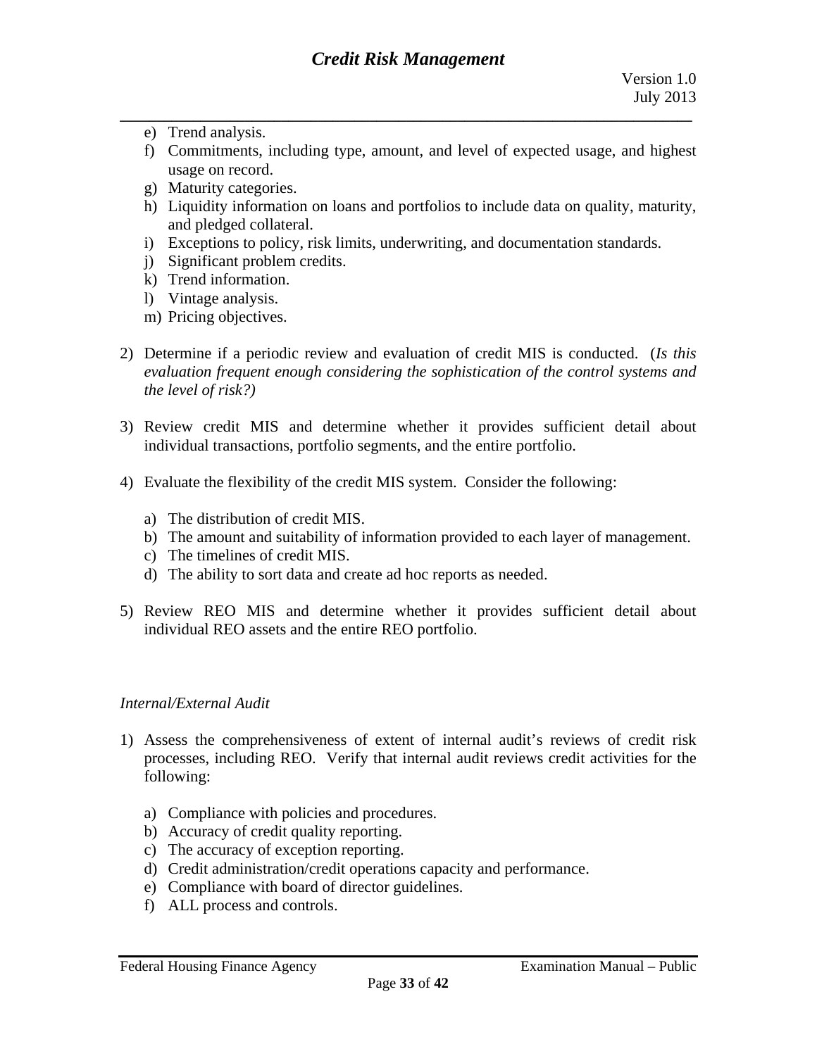e) Trend analysis.
   f) Commitments, including type, amount, and level of expected usage, and highest usage on record.
   g) Maturity categories.
   h) Liquidity information on loans and portfolios to include data on quality, maturity, and pledged collateral.
   i) Exceptions to policy, risk limits, underwriting, and documentation standards.
   j) Significant problem credits.
   k) Trend information.
   l) Vintage analysis.
   m) Pricing objectives.

2) Determine if a periodic review and evaluation of credit MIS is conducted. (*Is this evaluation frequent enough considering the sophistication of the control systems and the level of risk?)*

3) Review credit MIS and determine whether it provides sufficient detail about individual transactions, portfolio segments, and the entire portfolio.

4) Evaluate the flexibility of the credit MIS system. Consider the following:

   a) The distribution of credit MIS.
   b) The amount and suitability of information provided to each layer of management.
   c) The timelines of credit MIS.
   d) The ability to sort data and create ad hoc reports as needed.

5) Review REO MIS and determine whether it provides sufficient detail about individual REO assets and the entire REO portfolio.

*Internal/External Audit*

1) Assess the comprehensiveness of extent of internal audit's reviews of credit risk processes, including REO. Verify that internal audit reviews credit activities for the following:

   a) Compliance with policies and procedures.
   b) Accuracy of credit quality reporting.
   c) The accuracy of exception reporting.
   d) Credit administration/credit operations capacity and performance.
   e) Compliance with board of director guidelines.
   f) ALL process and controls.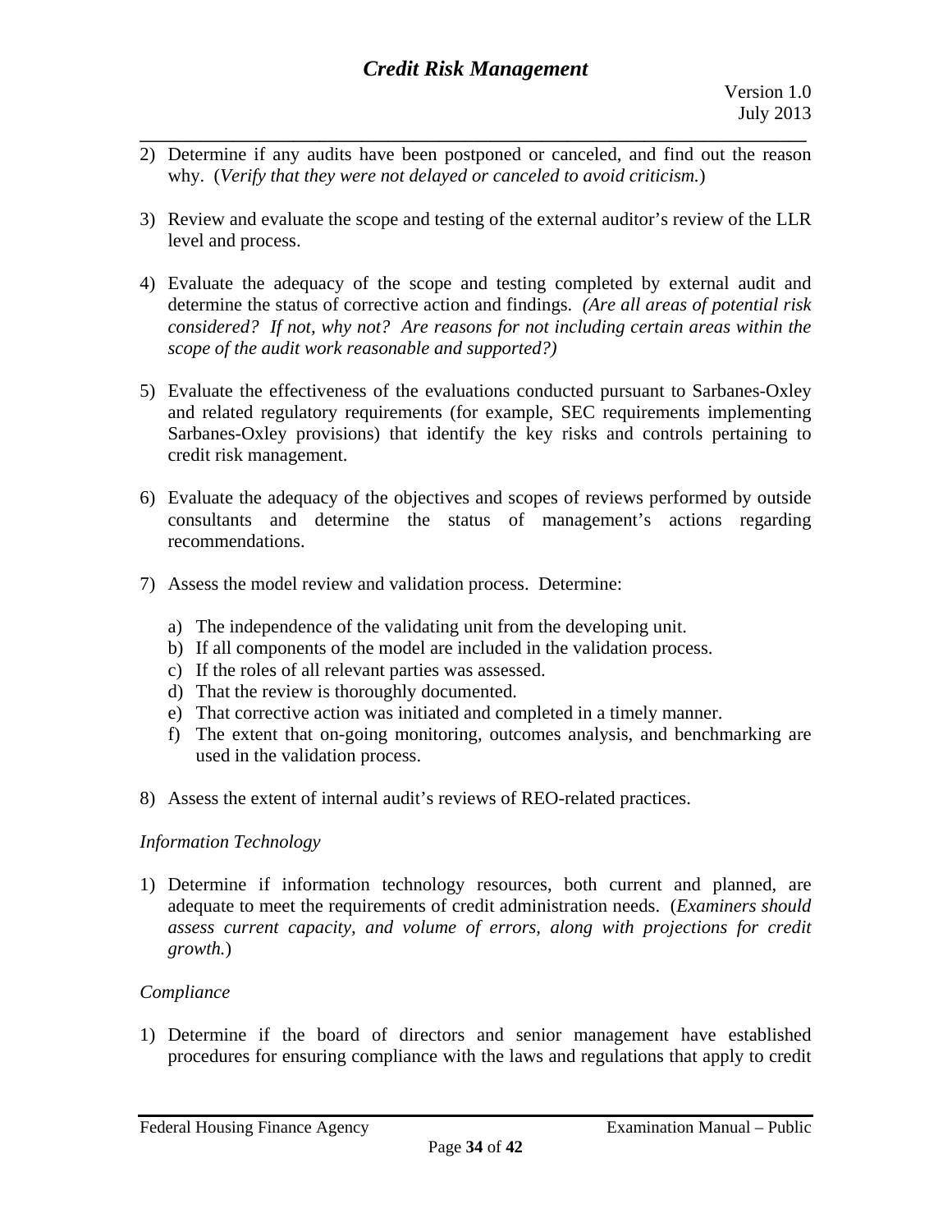2) Determine if any audits have been postponed or canceled, and find out the reason why. (*Verify that they were not delayed or canceled to avoid criticism.*)

3) Review and evaluate the scope and testing of the external auditor's review of the LLR level and process.

4) Evaluate the adequacy of the scope and testing completed by external audit and determine the status of corrective action and findings. *(Are all areas of potential risk considered? If not, why not? Are reasons for not including certain areas within the scope of the audit work reasonable and supported?)*

5) Evaluate the effectiveness of the evaluations conducted pursuant to Sarbanes-Oxley and related regulatory requirements (for example, SEC requirements implementing Sarbanes-Oxley provisions) that identify the key risks and controls pertaining to credit risk management.

6) Evaluate the adequacy of the objectives and scopes of reviews performed by outside consultants and determine the status of management's actions regarding recommendations.

7) Assess the model review and validation process. Determine:

   a) The independence of the validating unit from the developing unit.
   b) If all components of the model are included in the validation process.
   c) If the roles of all relevant parties was assessed.
   d) That the review is thoroughly documented.
   e) That corrective action was initiated and completed in a timely manner.
   f) The extent that on-going monitoring, outcomes analysis, and benchmarking are used in the validation process.

8) Assess the extent of internal audit's reviews of REO-related practices.

*Information Technology*

1) Determine if information technology resources, both current and planned, are adequate to meet the requirements of credit administration needs. (*Examiners should assess current capacity, and volume of errors, along with projections for credit growth.*)

*Compliance*

1) Determine if the board of directors and senior management have established procedures for ensuring compliance with the laws and regulations that apply to credit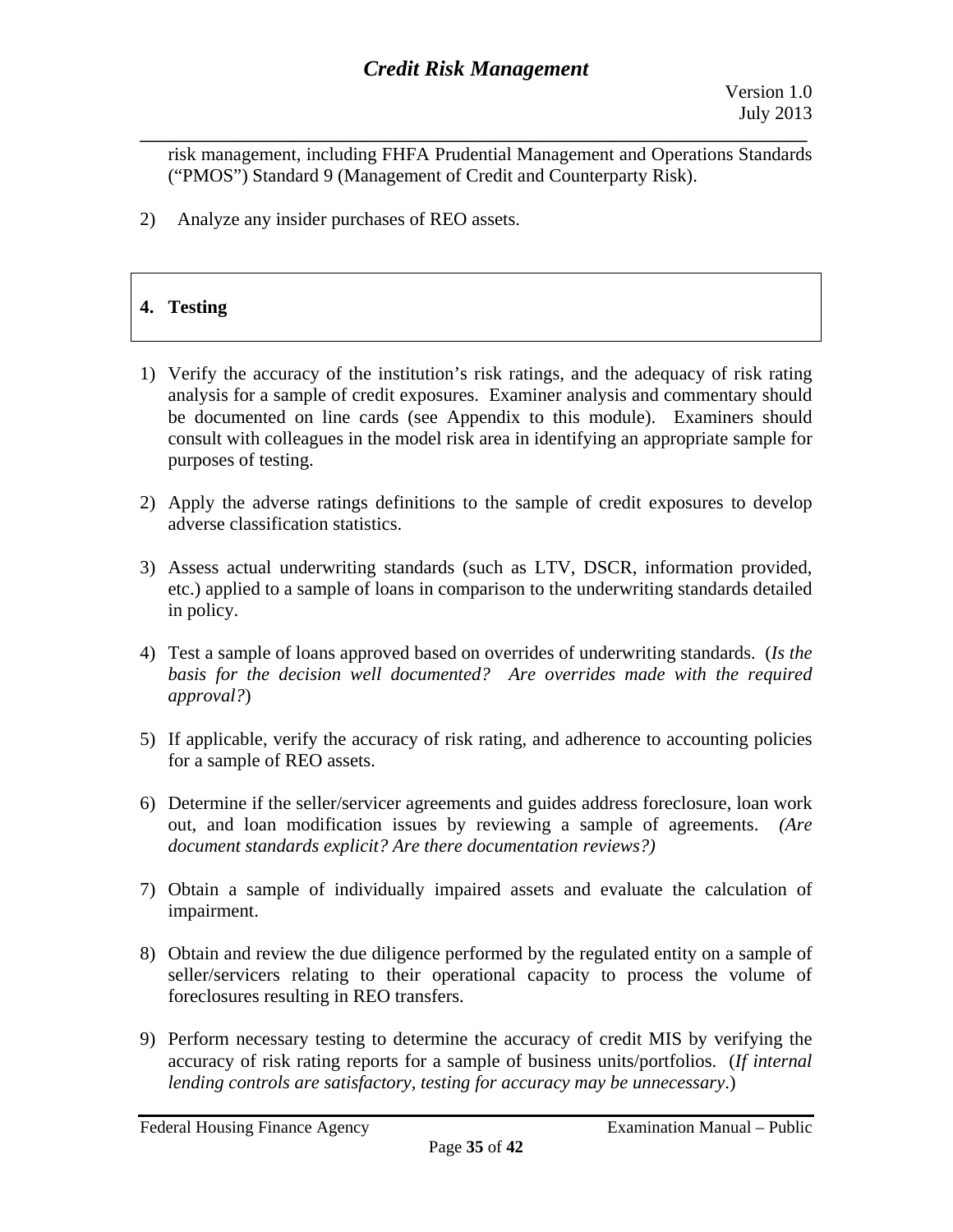risk management, including FHFA Prudential Management and Operations Standards ("PMOS") Standard 9 (Management of Credit and Counterparty Risk).

2) Analyze any insider purchases of REO assets.

## 4. Testing

1) Verify the accuracy of the institution's risk ratings, and the adequacy of risk rating analysis for a sample of credit exposures. Examiner analysis and commentary should be documented on line cards (see Appendix to this module). Examiners should consult with colleagues in the model risk area in identifying an appropriate sample for purposes of testing.

2) Apply the adverse ratings definitions to the sample of credit exposures to develop adverse classification statistics.

3) Assess actual underwriting standards (such as LTV, DSCR, information provided, etc.) applied to a sample of loans in comparison to the underwriting standards detailed in policy.

4) Test a sample of loans approved based on overrides of underwriting standards. (*Is the basis for the decision well documented? Are overrides made with the required approval?*)

5) If applicable, verify the accuracy of risk rating, and adherence to accounting policies for a sample of REO assets.

6) Determine if the seller/servicer agreements and guides address foreclosure, loan work out, and loan modification issues by reviewing a sample of agreements. *(Are document standards explicit? Are there documentation reviews?)*

7) Obtain a sample of individually impaired assets and evaluate the calculation of impairment.

8) Obtain and review the due diligence performed by the regulated entity on a sample of seller/servicers relating to their operational capacity to process the volume of foreclosures resulting in REO transfers.

9) Perform necessary testing to determine the accuracy of credit MIS by verifying the accuracy of risk rating reports for a sample of business units/portfolios. (*If internal lending controls are satisfactory, testing for accuracy may be unnecessary*.)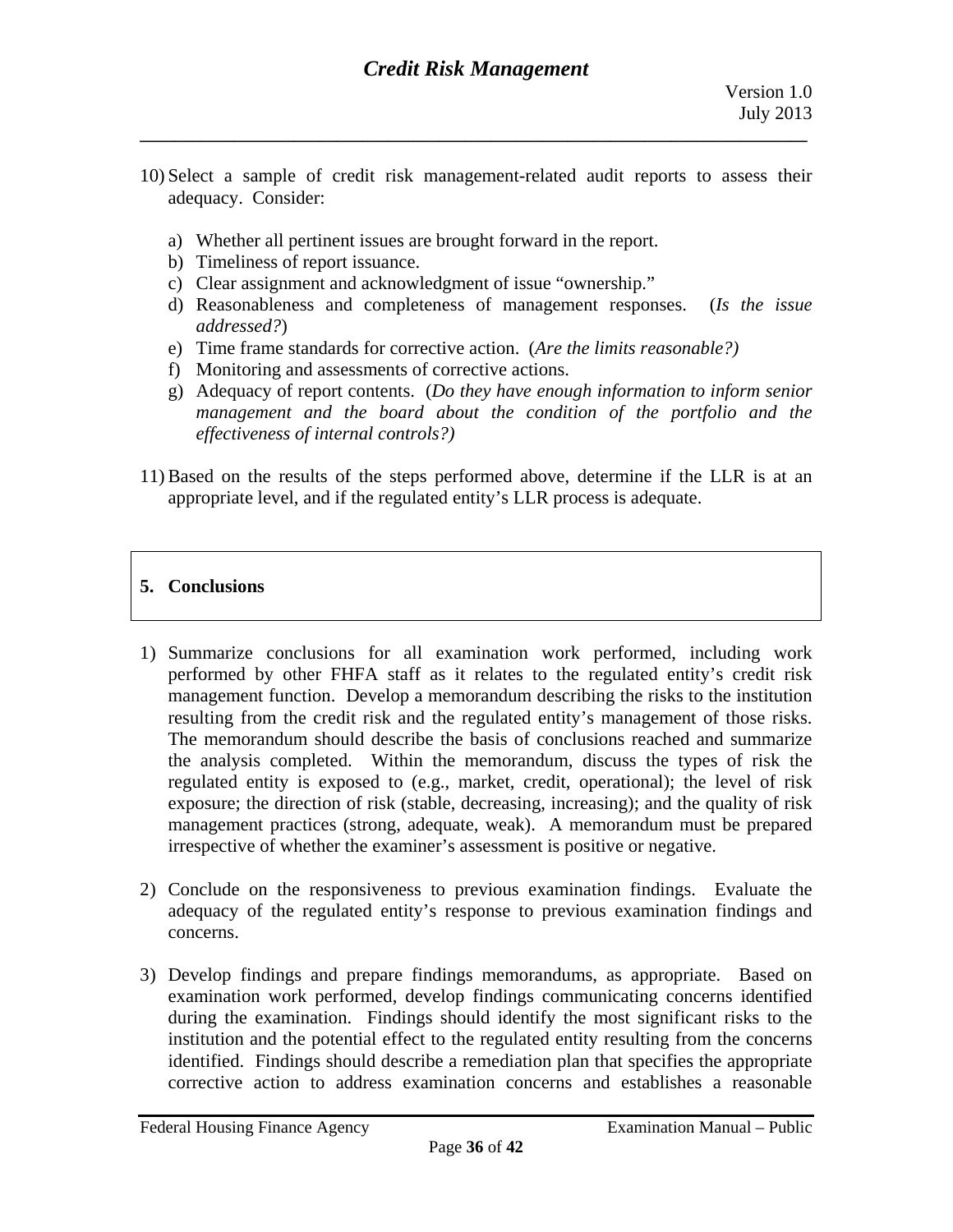10) Select a sample of credit risk management-related audit reports to assess their adequacy. Consider:

    a) Whether all pertinent issues are brought forward in the report.
    b) Timeliness of report issuance.
    c) Clear assignment and acknowledgment of issue "ownership."
    d) Reasonableness and completeness of management responses. (*Is the issue addressed?*)
    e) Time frame standards for corrective action. (*Are the limits reasonable?)*
    f) Monitoring and assessments of corrective actions.
    g) Adequacy of report contents. (*Do they have enough information to inform senior management and the board about the condition of the portfolio and the effectiveness of internal controls?)*

11) Based on the results of the steps performed above, determine if the LLR is at an appropriate level, and if the regulated entity's LLR process is adequate.

## 5. Conclusions

1) Summarize conclusions for all examination work performed, including work performed by other FHFA staff as it relates to the regulated entity's credit risk management function. Develop a memorandum describing the risks to the institution resulting from the credit risk and the regulated entity's management of those risks. The memorandum should describe the basis of conclusions reached and summarize the analysis completed. Within the memorandum, discuss the types of risk the regulated entity is exposed to (e.g., market, credit, operational); the level of risk exposure; the direction of risk (stable, decreasing, increasing); and the quality of risk management practices (strong, adequate, weak). A memorandum must be prepared irrespective of whether the examiner's assessment is positive or negative.

2) Conclude on the responsiveness to previous examination findings. Evaluate the adequacy of the regulated entity's response to previous examination findings and concerns.

3) Develop findings and prepare findings memorandums, as appropriate. Based on examination work performed, develop findings communicating concerns identified during the examination. Findings should identify the most significant risks to the institution and the potential effect to the regulated entity resulting from the concerns identified. Findings should describe a remediation plan that specifies the appropriate corrective action to address examination concerns and establishes a reasonable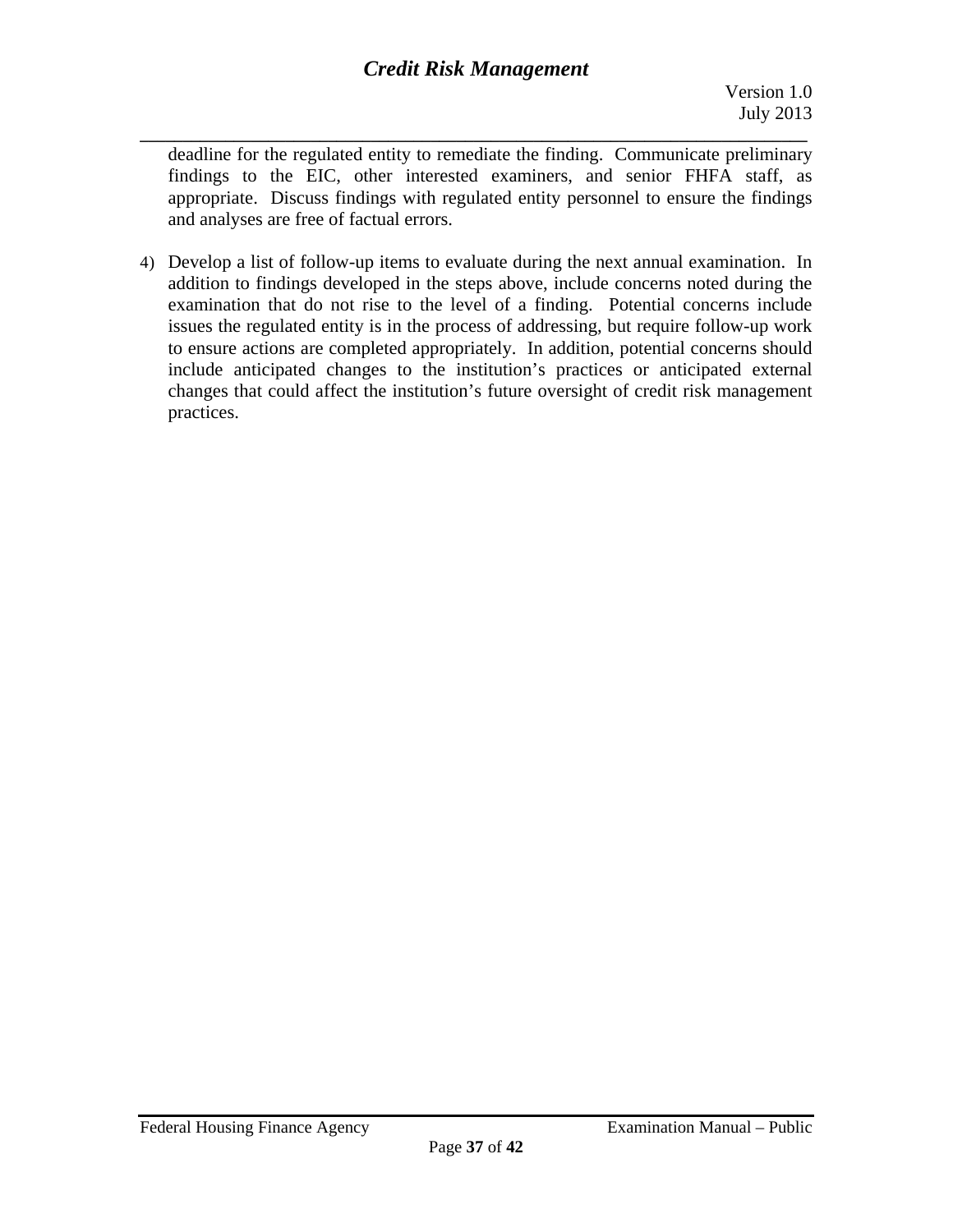deadline for the regulated entity to remediate the finding. Communicate preliminary findings to the EIC, other interested examiners, and senior FHFA staff, as appropriate. Discuss findings with regulated entity personnel to ensure the findings and analyses are free of factual errors.

4) Develop a list of follow-up items to evaluate during the next annual examination. In addition to findings developed in the steps above, include concerns noted during the examination that do not rise to the level of a finding. Potential concerns include issues the regulated entity is in the process of addressing, but require follow-up work to ensure actions are completed appropriately. In addition, potential concerns should include anticipated changes to the institution's practices or anticipated external changes that could affect the institution's future oversight of credit risk management practices.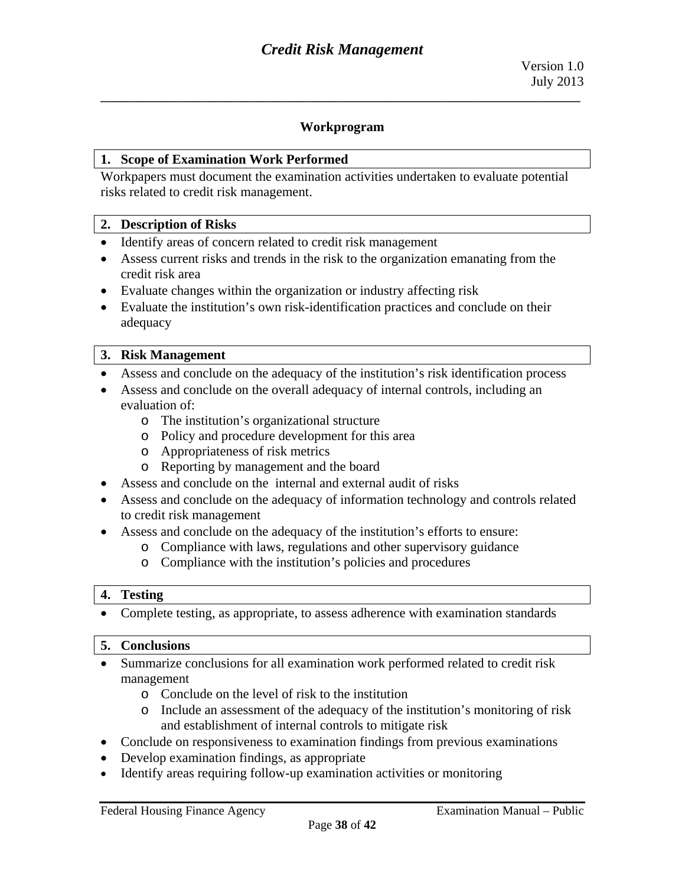## Workprogram

### 1. Scope of Examination Work Performed

Workpapers must document the examination activities undertaken to evaluate potential risks related to credit risk management.

### 2. Description of Risks

- Identify areas of concern related to credit risk management
- Assess current risks and trends in the risk to the organization emanating from the credit risk area
- Evaluate changes within the organization or industry affecting risk
- Evaluate the institution's own risk-identification practices and conclude on their adequacy

### 3. Risk Management

- Assess and conclude on the adequacy of the institution's risk identification process
- Assess and conclude on the overall adequacy of internal controls, including an evaluation of:
  - The institution's organizational structure
  - Policy and procedure development for this area
  - Appropriateness of risk metrics
  - Reporting by management and the board
- Assess and conclude on the internal and external audit of risks
- Assess and conclude on the adequacy of information technology and controls related to credit risk management
- Assess and conclude on the adequacy of the institution's efforts to ensure:
  - Compliance with laws, regulations and other supervisory guidance
  - Compliance with the institution's policies and procedures

### 4. Testing

- Complete testing, as appropriate, to assess adherence with examination standards

### 5. Conclusions

- Summarize conclusions for all examination work performed related to credit risk management
  - Conclude on the level of risk to the institution
  - Include an assessment of the adequacy of the institution's monitoring of risk and establishment of internal controls to mitigate risk
- Conclude on responsiveness to examination findings from previous examinations
- Develop examination findings, as appropriate
- Identify areas requiring follow-up examination activities or monitoring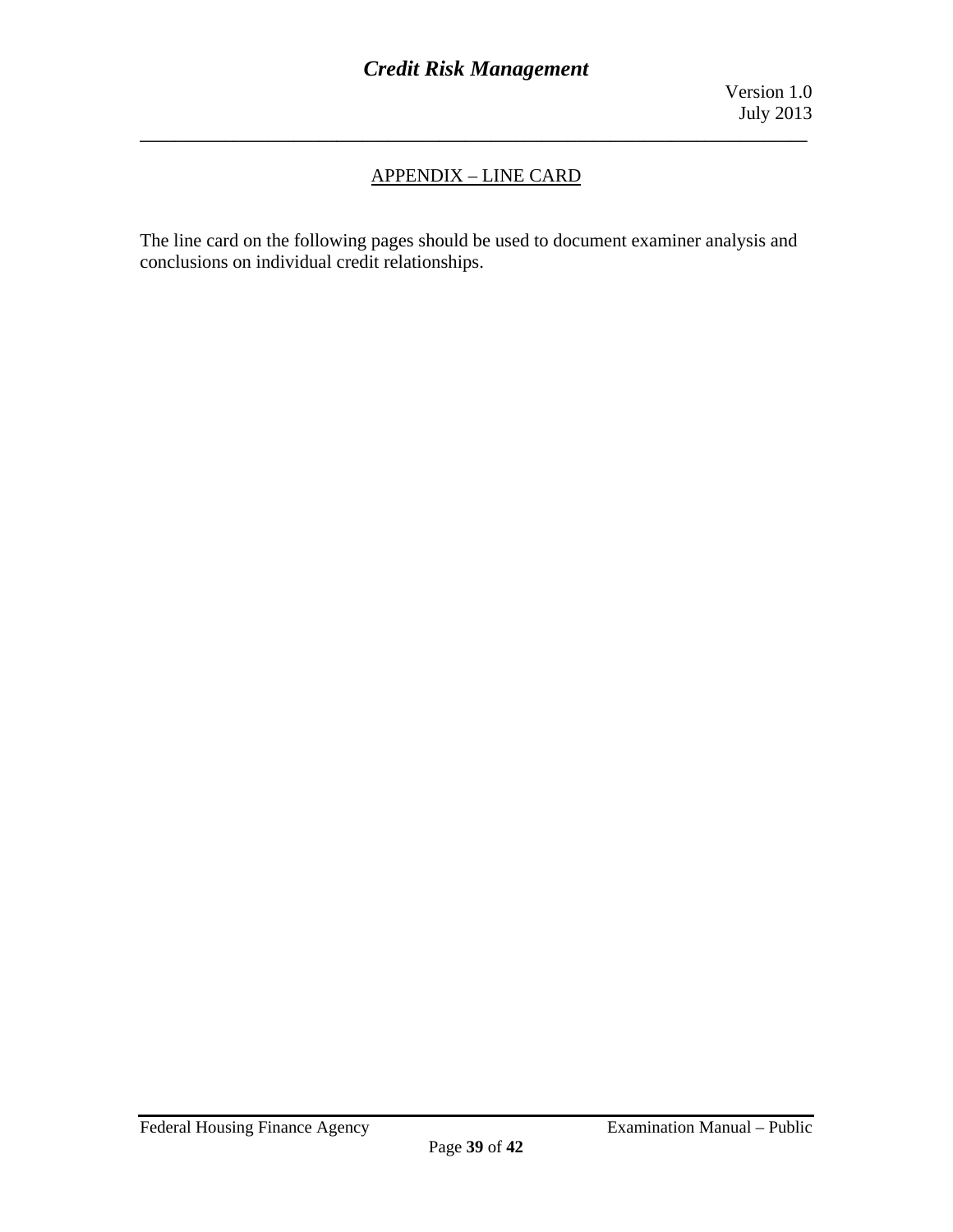## APPENDIX – LINE CARD

The line card on the following pages should be used to document examiner analysis and conclusions on individual credit relationships.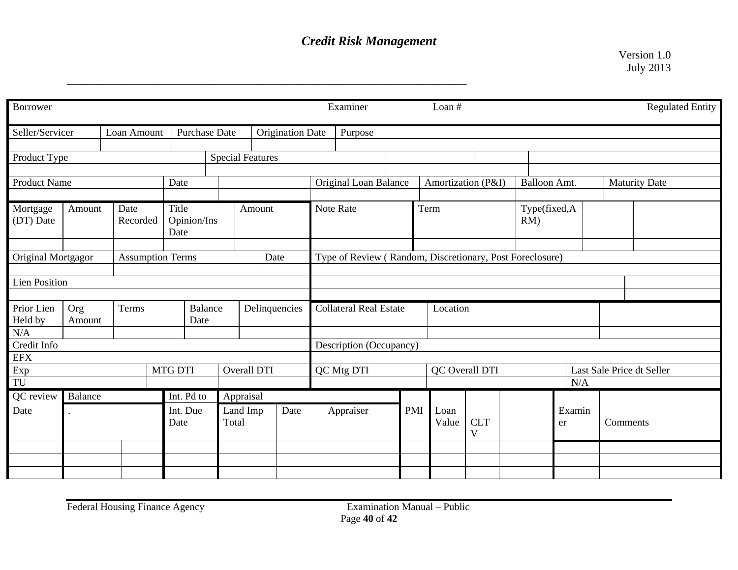| Borrower | | | | | | Examiner | Loan # | | | Regulated Entity |
|---|---|---|---|---|---|---|---|---|---|---|
| Seller/Servicer | Loan Amount | Purchase Date | Origination Date | Purpose | | | | | | |
| | | | | | | | | | | |
| Product Type | | Special Features | | | | | | | | |
| | | | | | | | | | | |
| Product Name | Date | | Original Loan Balance | Amortization (P&I) | Balloon Amt. | Maturity Date | | | | |
| | | | | | | | | | | |
| Mortgage (DT) Date | Amount | Date Recorded | Title Opinion/Ins Date | Amount | Note Rate | Term | Type(fixed,ARM) | | | |
| | | | | | | | | | | |
| Original Mortgagor | Assumption Terms | Date | Type of Review ( Random, Discretionary, Post Foreclosure) | | | | | | | |
| | | | | | | | | | | |
| Lien Position | | | | | | | | | | |
| | | | | | | | | | | |
| Prior Lien Held by | Org Amount | Terms | Balance Date | Delinquencies | Collateral Real Estate | Location | | | | |
| N/A | | | | | | | | | | |
| Credit Info | | | | | Description (Occupancy) | | | | | |
| EFX | | | | | | | | | | |
| Exp | MTG DTI | Overall DTI | | | QC Mtg DTI | QC Overall DTI | Last Sale Price dt Seller | | | |
| TU | | | | | | | N/A | | | |

| QC review Date | Balance | | Int. Pd to / Int. Due Date | Appraisal Land Imp Total | Date | Appraiser | PMI | Loan Value | CLTV | | Examiner | Comments |
|---|---|---|---|---|---|---|---|---|---|---|---|---|
| | . | | | | | | | | | | | |
| | | | | | | | | | | | | |
| | | | | | | | | | | | | |
| | | | | | | | | | | | | |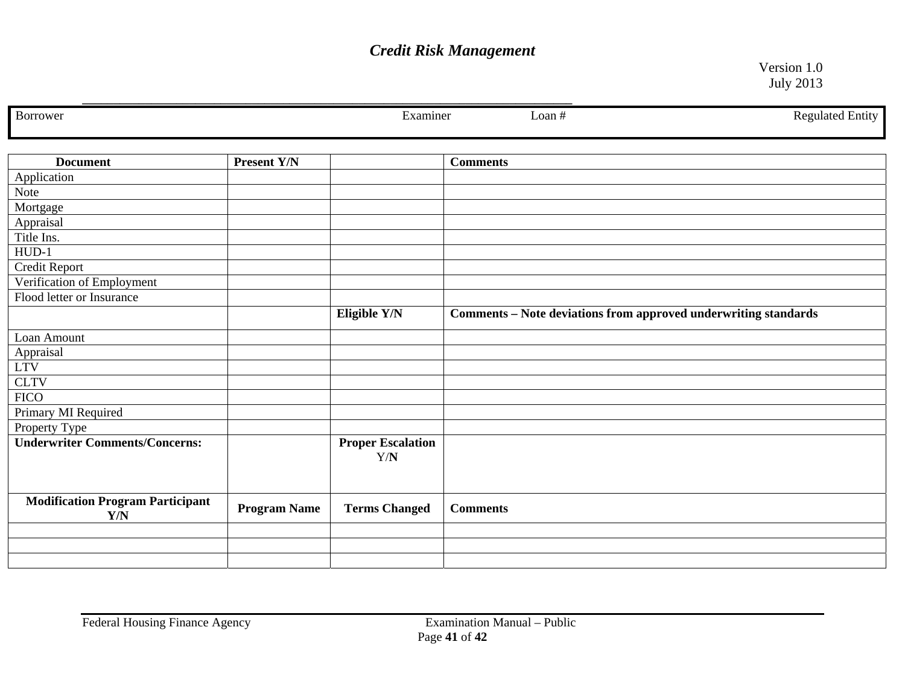| Borrower | Examiner | Loan # | Regulated Entity |
|---|---|---|---|
| | | | |

| Document | Present Y/N | | Comments |
|---|---|---|---|
| Application | | | |
| Note | | | |
| Mortgage | | | |
| Appraisal | | | |
| Title Ins. | | | |
| HUD-1 | | | |
| Credit Report | | | |
| Verification of Employment | | | |
| Flood letter or Insurance | | | |
| | | **Eligible Y/N** | **Comments – Note deviations from approved underwriting standards** |
| Loan Amount | | | |
| Appraisal | | | |
| LTV | | | |
| CLTV | | | |
| FICO | | | |
| Primary MI Required | | | |
| Property Type | | | |
| **Underwriter Comments/Concerns:** | | **Proper Escalation** Y/**N** | |
| **Modification Program Participant Y/N** | **Program Name** | **Terms Changed** | **Comments** |
| | | | |
| | | | |
| | | | |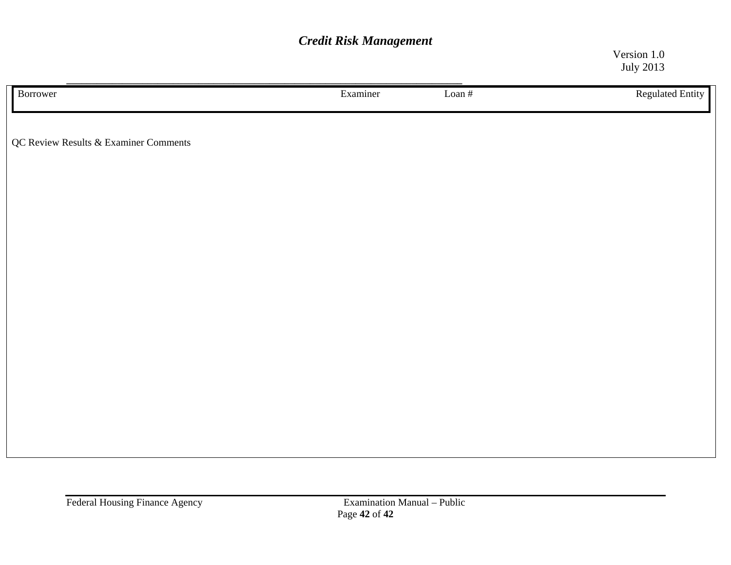| Borrower | Examiner | Loan # | Regulated Entity |
|---|---|---|---|
| | | | |

QC Review Results & Examiner Comments